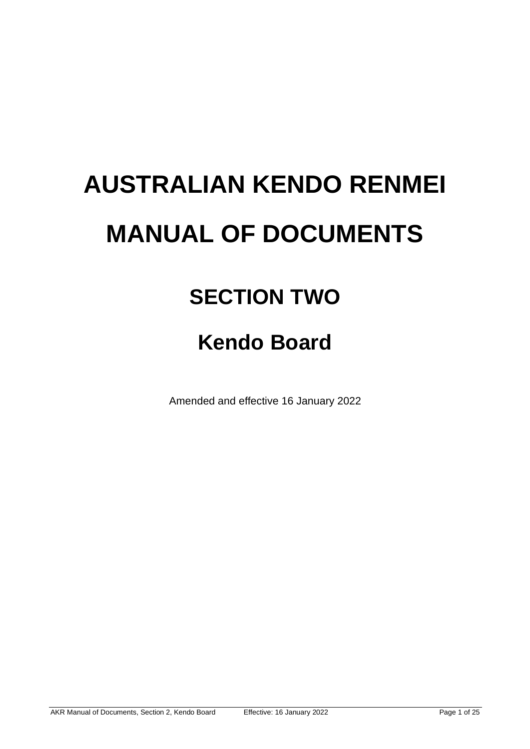# AUSTRALIAN KENDO RENMEI

# MANUAL OF DOCUMENTS

## SECTION TWO

## Kendo Board

Amended and effective 16 January 2022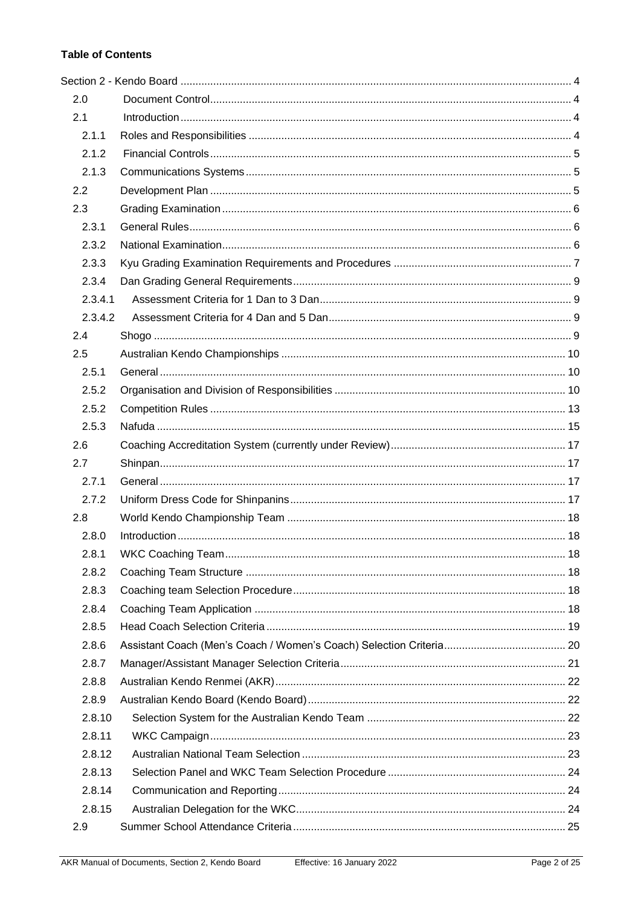**Table of Contents**

Section 2 - Kendo Board .......... 4

- 2.0 Document Control .......... 4
- 2.1 Introduction .......... 4
  - 2.1.1 Roles and Responsibilities .......... 4
  - 2.1.2 Financial Controls .......... 5
  - 2.1.3 Communications Systems .......... 5
- 2.2 Development Plan .......... 5
- 2.3 Grading Examination .......... 6
  - 2.3.1 General Rules .......... 6
  - 2.3.2 National Examination .......... 6
  - 2.3.3 Kyu Grading Examination Requirements and Procedures .......... 7
  - 2.3.4 Dan Grading General Requirements .......... 9
  - 2.3.4.1 Assessment Criteria for 1 Dan to 3 Dan .......... 9
  - 2.3.4.2 Assessment Criteria for 4 Dan and 5 Dan .......... 9
- 2.4 Shogo .......... 9
- 2.5 Australian Kendo Championships .......... 10
  - 2.5.1 General .......... 10
  - 2.5.2 Organisation and Division of Responsibilities .......... 10
  - 2.5.2 Competition Rules .......... 13
  - 2.5.3 Nafuda .......... 15
- 2.6 Coaching Accreditation System (currently under Review) .......... 17
- 2.7 Shinpan .......... 17
  - 2.7.1 General .......... 17
  - 2.7.2 Uniform Dress Code for Shinpanins .......... 17
- 2.8 World Kendo Championship Team .......... 18
  - 2.8.0 Introduction .......... 18
  - 2.8.1 WKC Coaching Team .......... 18
  - 2.8.2 Coaching Team Structure .......... 18
  - 2.8.3 Coaching team Selection Procedure .......... 18
  - 2.8.4 Coaching Team Application .......... 18
  - 2.8.5 Head Coach Selection Criteria .......... 19
  - 2.8.6 Assistant Coach (Men's Coach / Women's Coach) Selection Criteria .......... 20
  - 2.8.7 Manager/Assistant Manager Selection Criteria .......... 21
  - 2.8.8 Australian Kendo Renmei (AKR) .......... 22
  - 2.8.9 Australian Kendo Board (Kendo Board) .......... 22
  - 2.8.10 Selection System for the Australian Kendo Team .......... 22
  - 2.8.11 WKC Campaign .......... 23
  - 2.8.12 Australian National Team Selection .......... 23
  - 2.8.13 Selection Panel and WKC Team Selection Procedure .......... 24
  - 2.8.14 Communication and Reporting .......... 24
  - 2.8.15 Australian Delegation for the WKC .......... 24
- 2.9 Summer School Attendance Criteria .......... 25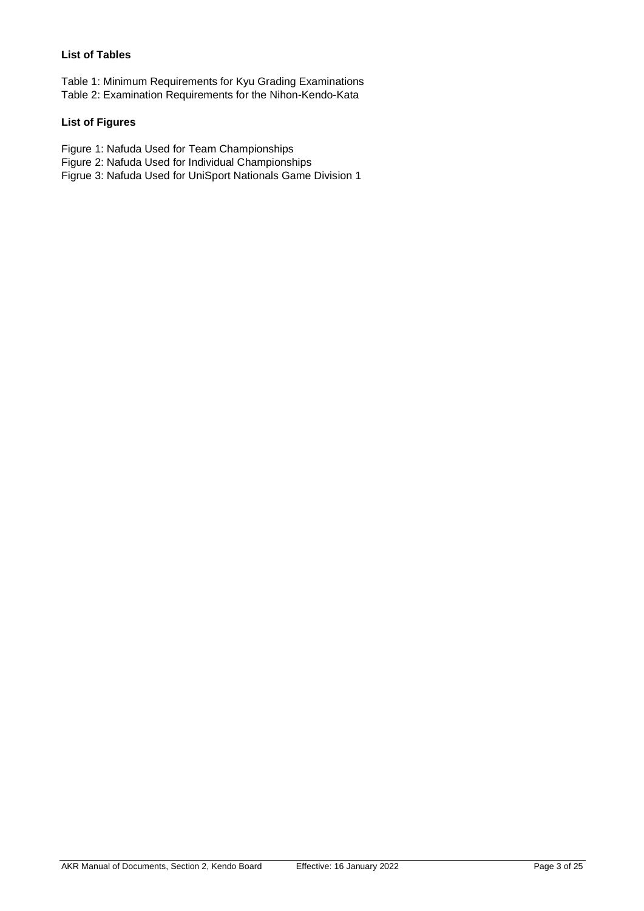**List of Tables**

Table 1: Minimum Requirements for Kyu Grading Examinations
Table 2: Examination Requirements for the Nihon-Kendo-Kata

**List of Figures**

Figure 1: Nafuda Used for Team Championships
Figure 2: Nafuda Used for Individual Championships
Figrue 3: Nafuda Used for UniSport Nationals Game Division 1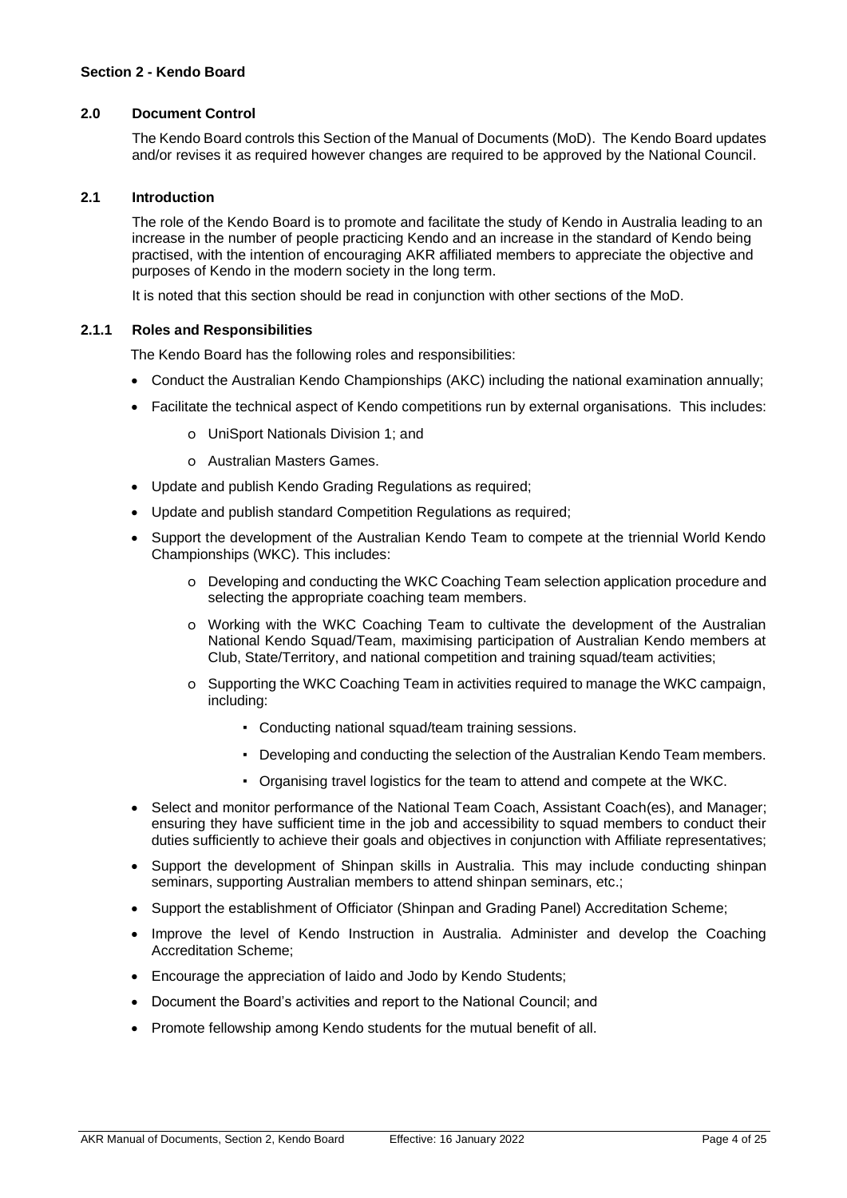## Section 2 - Kendo Board

### 2.0 Document Control

The Kendo Board controls this Section of the Manual of Documents (MoD). The Kendo Board updates and/or revises it as required however changes are required to be approved by the National Council.

### 2.1 Introduction

The role of the Kendo Board is to promote and facilitate the study of Kendo in Australia leading to an increase in the number of people practicing Kendo and an increase in the standard of Kendo being practised, with the intention of encouraging AKR affiliated members to appreciate the objective and purposes of Kendo in the modern society in the long term.

It is noted that this section should be read in conjunction with other sections of the MoD.

### 2.1.1 Roles and Responsibilities

The Kendo Board has the following roles and responsibilities:

- Conduct the Australian Kendo Championships (AKC) including the national examination annually;
- Facilitate the technical aspect of Kendo competitions run by external organisations. This includes:
  - UniSport Nationals Division 1; and
  - Australian Masters Games.
- Update and publish Kendo Grading Regulations as required;
- Update and publish standard Competition Regulations as required;
- Support the development of the Australian Kendo Team to compete at the triennial World Kendo Championships (WKC). This includes:
  - Developing and conducting the WKC Coaching Team selection application procedure and selecting the appropriate coaching team members.
  - Working with the WKC Coaching Team to cultivate the development of the Australian National Kendo Squad/Team, maximising participation of Australian Kendo members at Club, State/Territory, and national competition and training squad/team activities;
  - Supporting the WKC Coaching Team in activities required to manage the WKC campaign, including:
    - Conducting national squad/team training sessions.
    - Developing and conducting the selection of the Australian Kendo Team members.
    - Organising travel logistics for the team to attend and compete at the WKC.
- Select and monitor performance of the National Team Coach, Assistant Coach(es), and Manager; ensuring they have sufficient time in the job and accessibility to squad members to conduct their duties sufficiently to achieve their goals and objectives in conjunction with Affiliate representatives;
- Support the development of Shinpan skills in Australia. This may include conducting shinpan seminars, supporting Australian members to attend shinpan seminars, etc.;
- Support the establishment of Officiator (Shinpan and Grading Panel) Accreditation Scheme;
- Improve the level of Kendo Instruction in Australia. Administer and develop the Coaching Accreditation Scheme;
- Encourage the appreciation of Iaido and Jodo by Kendo Students;
- Document the Board's activities and report to the National Council; and
- Promote fellowship among Kendo students for the mutual benefit of all.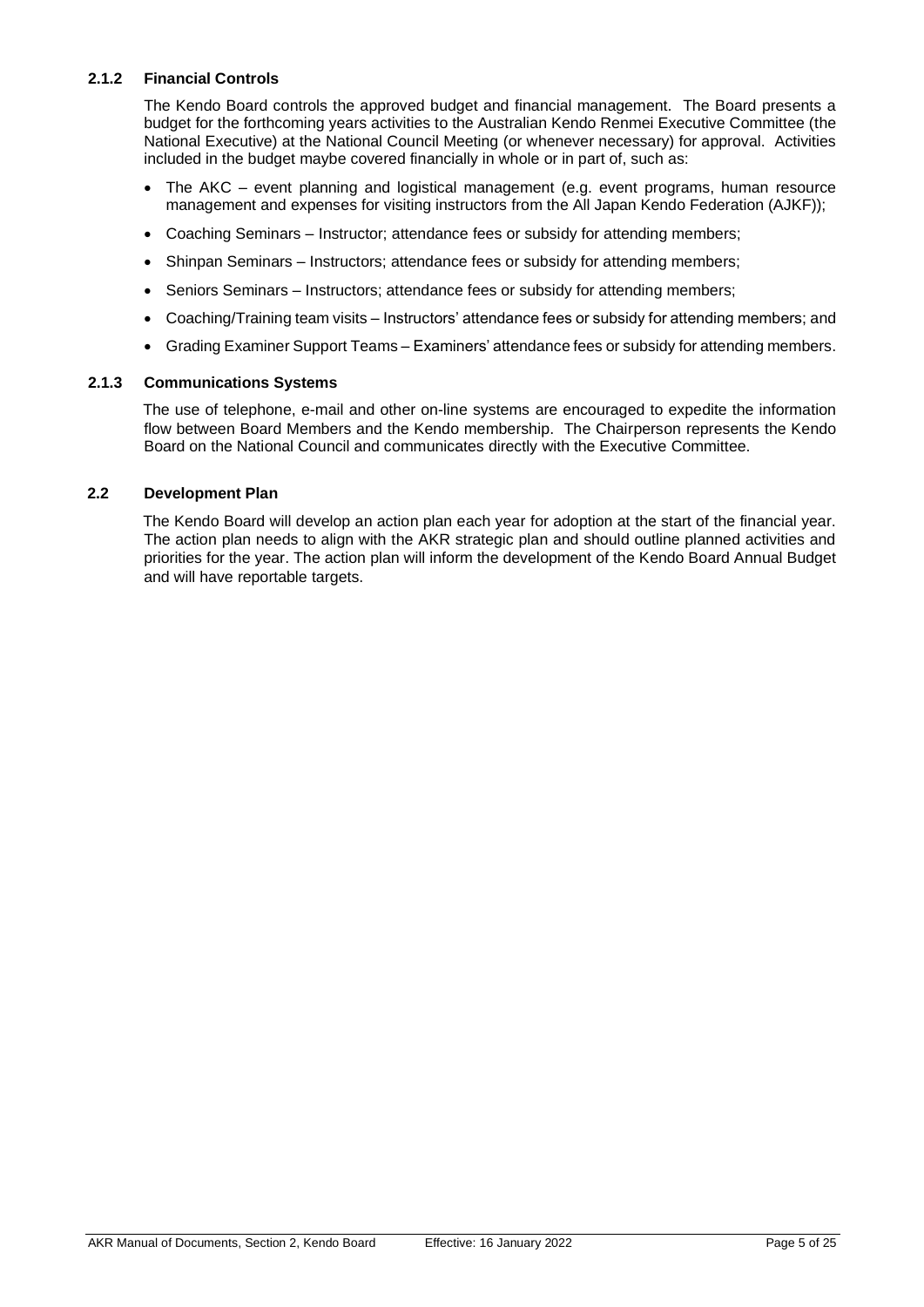### 2.1.2 Financial Controls

The Kendo Board controls the approved budget and financial management. The Board presents a budget for the forthcoming years activities to the Australian Kendo Renmei Executive Committee (the National Executive) at the National Council Meeting (or whenever necessary) for approval. Activities included in the budget maybe covered financially in whole or in part of, such as:

- The AKC – event planning and logistical management (e.g. event programs, human resource management and expenses for visiting instructors from the All Japan Kendo Federation (AJKF));
- Coaching Seminars – Instructor; attendance fees or subsidy for attending members;
- Shinpan Seminars – Instructors; attendance fees or subsidy for attending members;
- Seniors Seminars – Instructors; attendance fees or subsidy for attending members;
- Coaching/Training team visits – Instructors' attendance fees or subsidy for attending members; and
- Grading Examiner Support Teams – Examiners' attendance fees or subsidy for attending members.

### 2.1.3 Communications Systems

The use of telephone, e-mail and other on-line systems are encouraged to expedite the information flow between Board Members and the Kendo membership. The Chairperson represents the Kendo Board on the National Council and communicates directly with the Executive Committee.

## 2.2 Development Plan

The Kendo Board will develop an action plan each year for adoption at the start of the financial year. The action plan needs to align with the AKR strategic plan and should outline planned activities and priorities for the year. The action plan will inform the development of the Kendo Board Annual Budget and will have reportable targets.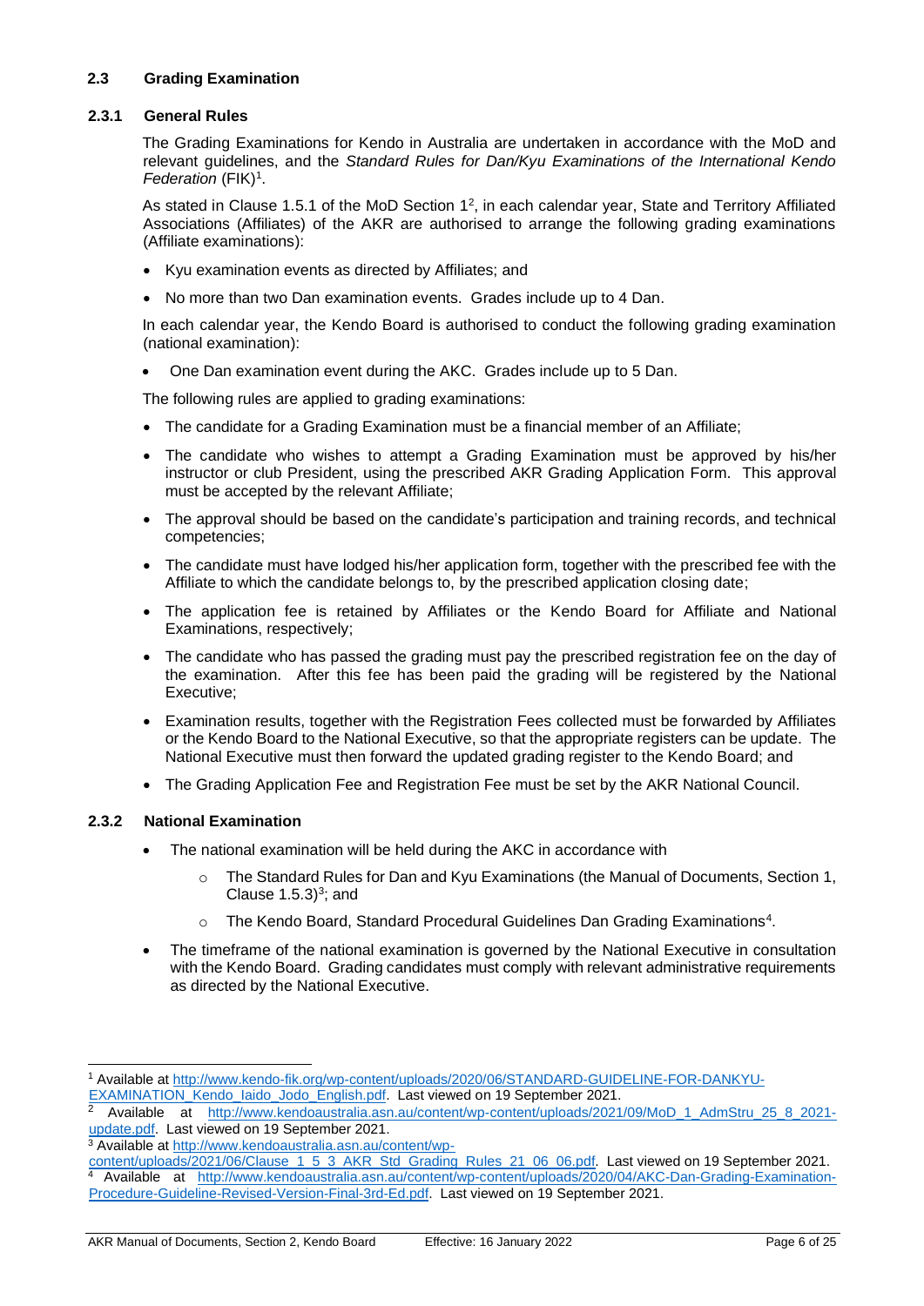### 2.3 Grading Examination

#### 2.3.1 General Rules

The Grading Examinations for Kendo in Australia are undertaken in accordance with the MoD and relevant guidelines, and the *Standard Rules for Dan/Kyu Examinations of the International Kendo Federation* (FIK)[1].

As stated in Clause 1.5.1 of the MoD Section 1[2], in each calendar year, State and Territory Affiliated Associations (Affiliates) of the AKR are authorised to arrange the following grading examinations (Affiliate examinations):

- Kyu examination events as directed by Affiliates; and
- No more than two Dan examination events. Grades include up to 4 Dan.

In each calendar year, the Kendo Board is authorised to conduct the following grading examination (national examination):

- One Dan examination event during the AKC. Grades include up to 5 Dan.

The following rules are applied to grading examinations:

- The candidate for a Grading Examination must be a financial member of an Affiliate;
- The candidate who wishes to attempt a Grading Examination must be approved by his/her instructor or club President, using the prescribed AKR Grading Application Form. This approval must be accepted by the relevant Affiliate;
- The approval should be based on the candidate's participation and training records, and technical competencies;
- The candidate must have lodged his/her application form, together with the prescribed fee with the Affiliate to which the candidate belongs to, by the prescribed application closing date;
- The application fee is retained by Affiliates or the Kendo Board for Affiliate and National Examinations, respectively;
- The candidate who has passed the grading must pay the prescribed registration fee on the day of the examination. After this fee has been paid the grading will be registered by the National Executive;
- Examination results, together with the Registration Fees collected must be forwarded by Affiliates or the Kendo Board to the National Executive, so that the appropriate registers can be update. The National Executive must then forward the updated grading register to the Kendo Board; and
- The Grading Application Fee and Registration Fee must be set by the AKR National Council.

#### 2.3.2 National Examination

- The national examination will be held during the AKC in accordance with
  - The Standard Rules for Dan and Kyu Examinations (the Manual of Documents, Section 1, Clause 1.5.3)[3]; and
  - The Kendo Board, Standard Procedural Guidelines Dan Grading Examinations[4].
- The timeframe of the national examination is governed by the National Executive in consultation with the Kendo Board. Grading candidates must comply with relevant administrative requirements as directed by the National Executive.

---

[1] Available at http://www.kendo-fik.org/wp-content/uploads/2020/06/STANDARD-GUIDELINE-FOR-DANKYU-EXAMINATION_Kendo_Iaido_Jodo_English.pdf. Last viewed on 19 September 2021.

[2] Available at http://www.kendoaustralia.asn.au/content/wp-content/uploads/2021/09/MoD_1_AdmStru_25_8_2021-update.pdf. Last viewed on 19 September 2021.

[3] Available at http://www.kendoaustralia.asn.au/content/wp-content/uploads/2021/06/Clause_1_5_3_AKR_Std_Grading_Rules_21_06_06.pdf. Last viewed on 19 September 2021.

[4] Available at http://www.kendoaustralia.asn.au/content/wp-content/uploads/2020/04/AKC-Dan-Grading-Examination-Procedure-Guideline-Revised-Version-Final-3rd-Ed.pdf. Last viewed on 19 September 2021.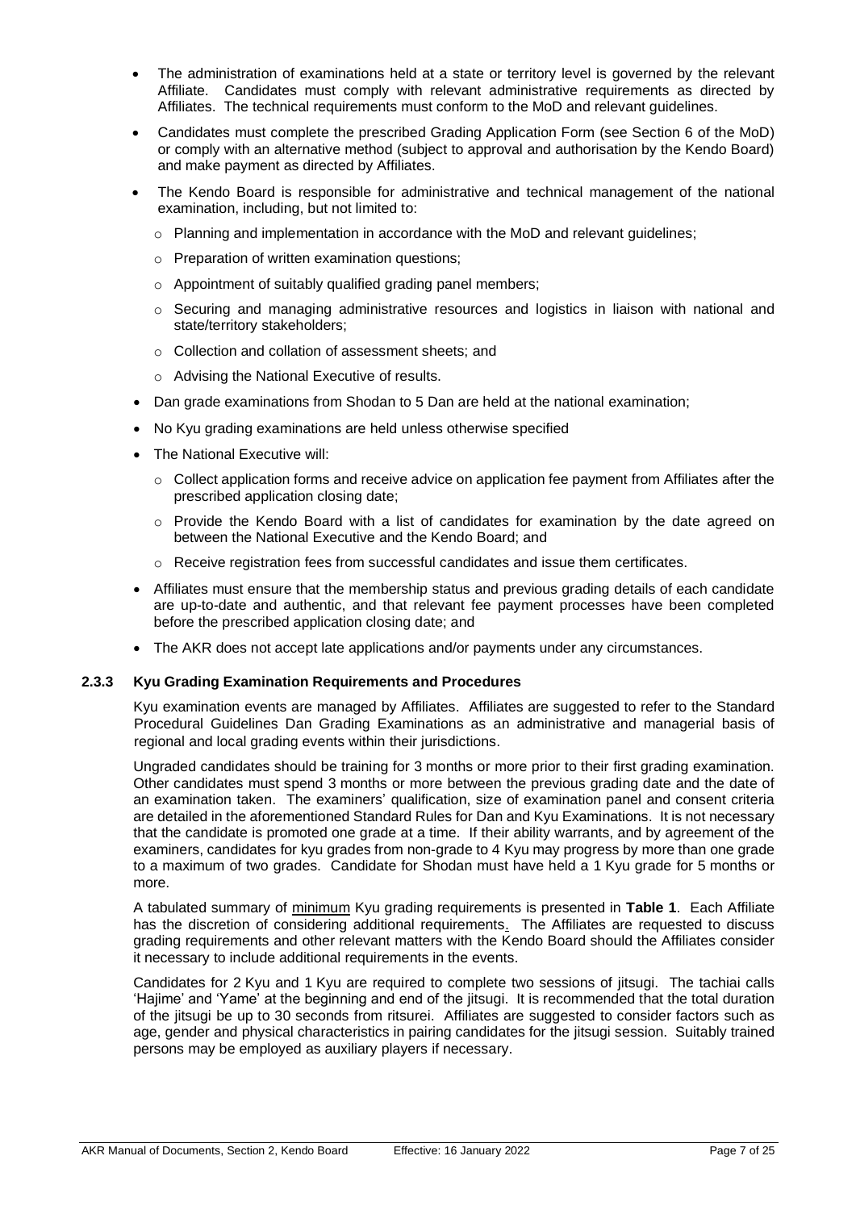- The administration of examinations held at a state or territory level is governed by the relevant Affiliate. Candidates must comply with relevant administrative requirements as directed by Affiliates. The technical requirements must conform to the MoD and relevant guidelines.
- Candidates must complete the prescribed Grading Application Form (see Section 6 of the MoD) or comply with an alternative method (subject to approval and authorisation by the Kendo Board) and make payment as directed by Affiliates.
- The Kendo Board is responsible for administrative and technical management of the national examination, including, but not limited to:
  - Planning and implementation in accordance with the MoD and relevant guidelines;
  - Preparation of written examination questions;
  - Appointment of suitably qualified grading panel members;
  - Securing and managing administrative resources and logistics in liaison with national and state/territory stakeholders;
  - Collection and collation of assessment sheets; and
  - Advising the National Executive of results.
- Dan grade examinations from Shodan to 5 Dan are held at the national examination;
- No Kyu grading examinations are held unless otherwise specified
- The National Executive will:
  - Collect application forms and receive advice on application fee payment from Affiliates after the prescribed application closing date;
  - Provide the Kendo Board with a list of candidates for examination by the date agreed on between the National Executive and the Kendo Board; and
  - Receive registration fees from successful candidates and issue them certificates.
- Affiliates must ensure that the membership status and previous grading details of each candidate are up-to-date and authentic, and that relevant fee payment processes have been completed before the prescribed application closing date; and
- The AKR does not accept late applications and/or payments under any circumstances.

### 2.3.3 Kyu Grading Examination Requirements and Procedures

Kyu examination events are managed by Affiliates. Affiliates are suggested to refer to the Standard Procedural Guidelines Dan Grading Examinations as an administrative and managerial basis of regional and local grading events within their jurisdictions.

Ungraded candidates should be training for 3 months or more prior to their first grading examination. Other candidates must spend 3 months or more between the previous grading date and the date of an examination taken. The examiners' qualification, size of examination panel and consent criteria are detailed in the aforementioned Standard Rules for Dan and Kyu Examinations. It is not necessary that the candidate is promoted one grade at a time. If their ability warrants, and by agreement of the examiners, candidates for kyu grades from non-grade to 4 Kyu may progress by more than one grade to a maximum of two grades. Candidate for Shodan must have held a 1 Kyu grade for 5 months or more.

A tabulated summary of minimum Kyu grading requirements is presented in **Table 1**. Each Affiliate has the discretion of considering additional requirements. The Affiliates are requested to discuss grading requirements and other relevant matters with the Kendo Board should the Affiliates consider it necessary to include additional requirements in the events.

Candidates for 2 Kyu and 1 Kyu are required to complete two sessions of jitsugi. The tachiai calls 'Hajime' and 'Yame' at the beginning and end of the jitsugi. It is recommended that the total duration of the jitsugi be up to 30 seconds from ritsurei. Affiliates are suggested to consider factors such as age, gender and physical characteristics in pairing candidates for the jitsugi session. Suitably trained persons may be employed as auxiliary players if necessary.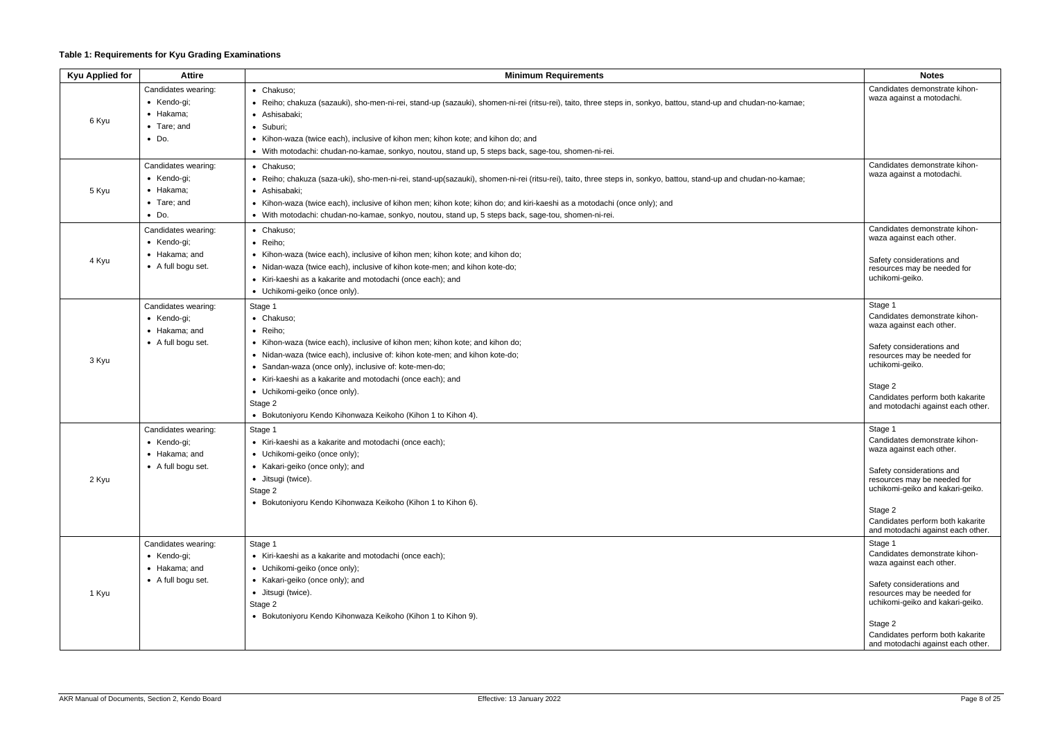**Table 1: Requirements for Kyu Grading Examinations**

| Kyu Applied for | Attire | Minimum Requirements | Notes |
|---|---|---|---|
| 6 Kyu | Candidates wearing:<br>• Kendo-gi;<br>• Hakama;<br>• Tare; and<br>• Do. | • Chakuso;<br>• Reiho; chakuza (sazauki), sho-men-ni-rei, stand-up (sazauki), shomen-ni-rei (ritsu-rei), taito, three steps in, sonkyo, battou, stand-up and chudan-no-kamae;<br>• Ashisabaki;<br>• Suburi;<br>• Kihon-waza (twice each), inclusive of kihon men; kihon kote; and kihon do; and<br>• With motodachi: chudan-no-kamae, sonkyo, noutou, stand up, 5 steps back, sage-tou, shomen-ni-rei. | Candidates demonstrate kihon-waza against a motodachi. |
| 5 Kyu | Candidates wearing:<br>• Kendo-gi;<br>• Hakama;<br>• Tare; and<br>• Do. | • Chakuso;<br>• Reiho; chakuza (saza-uki), sho-men-ni-rei, stand-up(sazauki), shomen-ni-rei (ritsu-rei), taito, three steps in, sonkyo, battou, stand-up and chudan-no-kamae;<br>• Ashisabaki;<br>• Kihon-waza (twice each), inclusive of kihon men; kihon kote; kihon do; and kiri-kaeshi as a motodachi (once only); and<br>• With motodachi: chudan-no-kamae, sonkyo, noutou, stand up, 5 steps back, sage-tou, shomen-ni-rei. | Candidates demonstrate kihon-waza against a motodachi. |
| 4 Kyu | Candidates wearing:<br>• Kendo-gi;<br>• Hakama; and<br>• A full bogu set. | • Chakuso;<br>• Reiho;<br>• Kihon-waza (twice each), inclusive of kihon men; kihon kote; and kihon do;<br>• Nidan-waza (twice each), inclusive of kihon kote-men; and kihon kote-do;<br>• Kiri-kaeshi as a kakarite and motodachi (once each); and<br>• Uchikomi-geiko (once only). | Candidates demonstrate kihon-waza against each other.<br><br>Safety considerations and resources may be needed for uchikomi-geiko. |
| 3 Kyu | Candidates wearing:<br>• Kendo-gi;<br>• Hakama; and<br>• A full bogu set. | Stage 1<br>• Chakuso;<br>• Reiho;<br>• Kihon-waza (twice each), inclusive of kihon men; kihon kote; and kihon do;<br>• Nidan-waza (twice each), inclusive of: kihon kote-men; and kihon kote-do;<br>• Sandan-waza (once only), inclusive of: kote-men-do;<br>• Kiri-kaeshi as a kakarite and motodachi (once each); and<br>• Uchikomi-geiko (once only).<br>Stage 2<br>• Bokutoniyoru Kendo Kihonwaza Keikoho (Kihon 1 to Kihon 4). | Stage 1<br>Candidates demonstrate kihon-waza against each other.<br><br>Safety considerations and resources may be needed for uchikomi-geiko.<br><br>Stage 2<br>Candidates perform both kakarite and motodachi against each other. |
| 2 Kyu | Candidates wearing:<br>• Kendo-gi;<br>• Hakama; and<br>• A full bogu set. | Stage 1<br>• Kiri-kaeshi as a kakarite and motodachi (once each);<br>• Uchikomi-geiko (once only);<br>• Kakari-geiko (once only); and<br>• Jitsugi (twice).<br>Stage 2<br>• Bokutoniyoru Kendo Kihonwaza Keikoho (Kihon 1 to Kihon 6). | Stage 1<br>Candidates demonstrate kihon-waza against each other.<br><br>Safety considerations and resources may be needed for uchikomi-geiko and kakari-geiko.<br><br>Stage 2<br>Candidates perform both kakarite and motodachi against each other. |
| 1 Kyu | Candidates wearing:<br>• Kendo-gi;<br>• Hakama; and<br>• A full bogu set. | Stage 1<br>• Kiri-kaeshi as a kakarite and motodachi (once each);<br>• Uchikomi-geiko (once only);<br>• Kakari-geiko (once only); and<br>• Jitsugi (twice).<br>Stage 2<br>• Bokutoniyoru Kendo Kihonwaza Keikoho (Kihon 1 to Kihon 9). | Stage 1<br>Candidates demonstrate kihon-waza against each other.<br><br>Safety considerations and resources may be needed for uchikomi-geiko and kakari-geiko.<br><br>Stage 2<br>Candidates perform both kakarite and motodachi against each other. |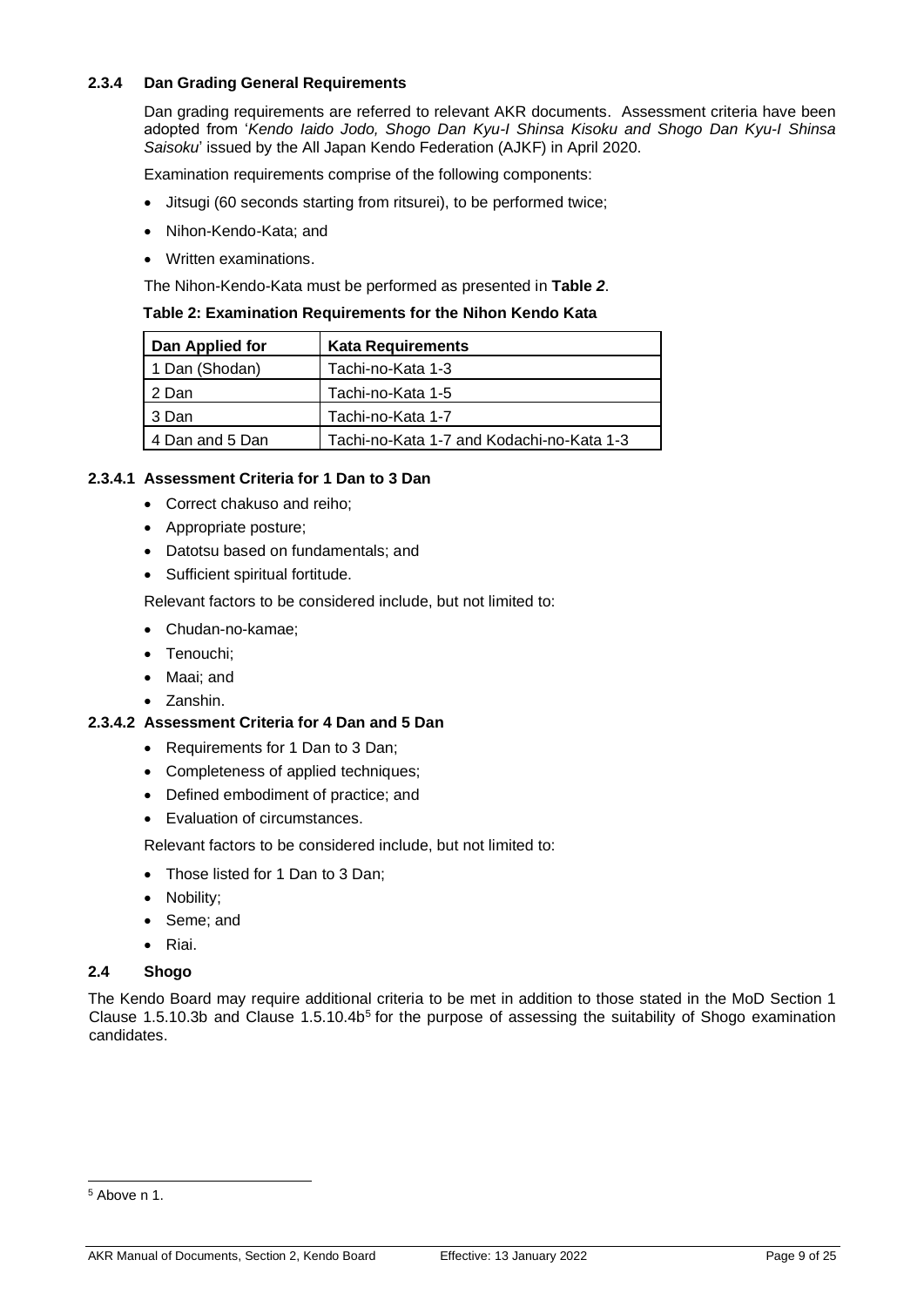### 2.3.4 Dan Grading General Requirements

Dan grading requirements are referred to relevant AKR documents. Assessment criteria have been adopted from '*Kendo Iaido Jodo, Shogo Dan Kyu-I Shinsa Kisoku and Shogo Dan Kyu-I Shinsa Saisoku*' issued by the All Japan Kendo Federation (AJKF) in April 2020.

Examination requirements comprise of the following components:

- Jitsugi (60 seconds starting from ritsurei), to be performed twice;
- Nihon-Kendo-Kata; and
- Written examinations.

The Nihon-Kendo-Kata must be performed as presented in **Table *2***.

**Table 2: Examination Requirements for the Nihon Kendo Kata**

| Dan Applied for | Kata Requirements |
|---|---|
| 1 Dan (Shodan) | Tachi-no-Kata 1-3 |
| 2 Dan | Tachi-no-Kata 1-5 |
| 3 Dan | Tachi-no-Kata 1-7 |
| 4 Dan and 5 Dan | Tachi-no-Kata 1-7 and Kodachi-no-Kata 1-3 |

#### 2.3.4.1 Assessment Criteria for 1 Dan to 3 Dan

- Correct chakuso and reiho;
- Appropriate posture;
- Datotsu based on fundamentals; and
- Sufficient spiritual fortitude.

Relevant factors to be considered include, but not limited to:

- Chudan-no-kamae;
- Tenouchi;
- Maai; and
- Zanshin.

#### 2.3.4.2 Assessment Criteria for 4 Dan and 5 Dan

- Requirements for 1 Dan to 3 Dan;
- Completeness of applied techniques;
- Defined embodiment of practice; and
- Evaluation of circumstances.

Relevant factors to be considered include, but not limited to:

- Those listed for 1 Dan to 3 Dan;
- Nobility;
- Seme; and
- Riai.

### 2.4 Shogo

The Kendo Board may require additional criteria to be met in addition to those stated in the MoD Section 1 Clause 1.5.10.3b and Clause 1.5.10.4b[5] for the purpose of assessing the suitability of Shogo examination candidates.

[5] Above n 1.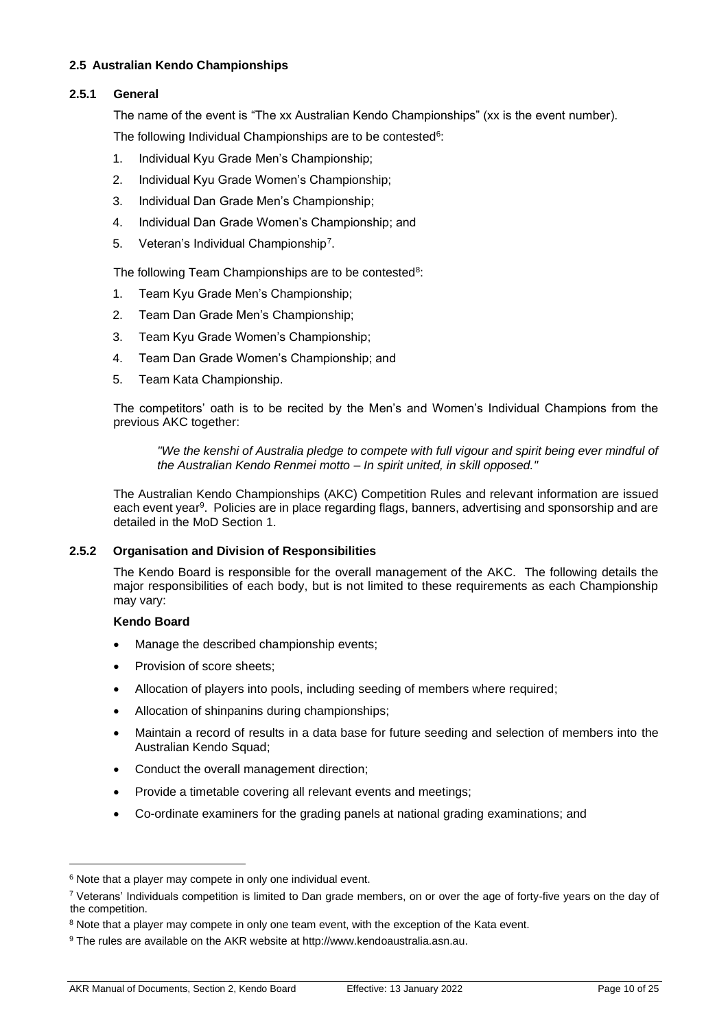### 2.5 Australian Kendo Championships

#### 2.5.1 General

The name of the event is "The xx Australian Kendo Championships" (xx is the event number).

The following Individual Championships are to be contested[6]:

1. Individual Kyu Grade Men's Championship;
2. Individual Kyu Grade Women's Championship;
3. Individual Dan Grade Men's Championship;
4. Individual Dan Grade Women's Championship; and
5. Veteran's Individual Championship[7].

The following Team Championships are to be contested[8]:

1. Team Kyu Grade Men's Championship;
2. Team Dan Grade Men's Championship;
3. Team Kyu Grade Women's Championship;
4. Team Dan Grade Women's Championship; and
5. Team Kata Championship.

The competitors' oath is to be recited by the Men's and Women's Individual Champions from the previous AKC together:

> *"We the kenshi of Australia pledge to compete with full vigour and spirit being ever mindful of the Australian Kendo Renmei motto – In spirit united, in skill opposed."*

The Australian Kendo Championships (AKC) Competition Rules and relevant information are issued each event year[9]. Policies are in place regarding flags, banners, advertising and sponsorship and are detailed in the MoD Section 1.

#### 2.5.2 Organisation and Division of Responsibilities

The Kendo Board is responsible for the overall management of the AKC. The following details the major responsibilities of each body, but is not limited to these requirements as each Championship may vary:

**Kendo Board**

- Manage the described championship events;
- Provision of score sheets;
- Allocation of players into pools, including seeding of members where required;
- Allocation of shinpanins during championships;
- Maintain a record of results in a data base for future seeding and selection of members into the Australian Kendo Squad;
- Conduct the overall management direction;
- Provide a timetable covering all relevant events and meetings;
- Co-ordinate examiners for the grading panels at national grading examinations; and

---

[6] Note that a player may compete in only one individual event.

[7] Veterans' Individuals competition is limited to Dan grade members, on or over the age of forty-five years on the day of the competition.

[8] Note that a player may compete in only one team event, with the exception of the Kata event.

[9] The rules are available on the AKR website at http://www.kendoaustralia.asn.au.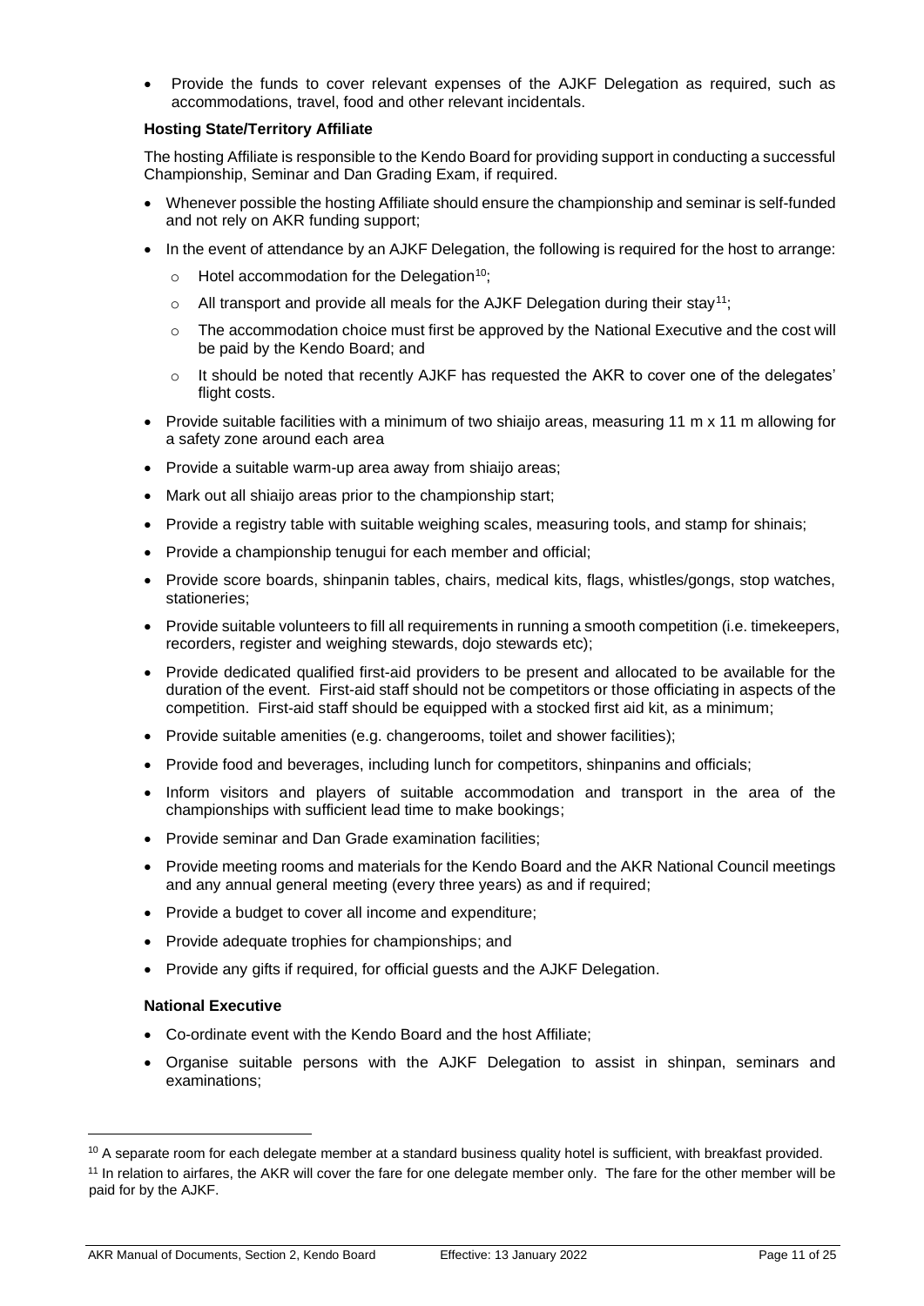- Provide the funds to cover relevant expenses of the AJKF Delegation as required, such as accommodations, travel, food and other relevant incidentals.

**Hosting State/Territory Affiliate**

The hosting Affiliate is responsible to the Kendo Board for providing support in conducting a successful Championship, Seminar and Dan Grading Exam, if required.

- Whenever possible the hosting Affiliate should ensure the championship and seminar is self-funded and not rely on AKR funding support;
- In the event of attendance by an AJKF Delegation, the following is required for the host to arrange:
  - Hotel accommodation for the Delegation[10];
  - All transport and provide all meals for the AJKF Delegation during their stay[11];
  - The accommodation choice must first be approved by the National Executive and the cost will be paid by the Kendo Board; and
  - It should be noted that recently AJKF has requested the AKR to cover one of the delegates' flight costs.
- Provide suitable facilities with a minimum of two shiaijo areas, measuring 11 m x 11 m allowing for a safety zone around each area
- Provide a suitable warm-up area away from shiaijo areas;
- Mark out all shiaijo areas prior to the championship start;
- Provide a registry table with suitable weighing scales, measuring tools, and stamp for shinais;
- Provide a championship tenugui for each member and official;
- Provide score boards, shinpanin tables, chairs, medical kits, flags, whistles/gongs, stop watches, stationeries;
- Provide suitable volunteers to fill all requirements in running a smooth competition (i.e. timekeepers, recorders, register and weighing stewards, dojo stewards etc);
- Provide dedicated qualified first-aid providers to be present and allocated to be available for the duration of the event. First-aid staff should not be competitors or those officiating in aspects of the competition. First-aid staff should be equipped with a stocked first aid kit, as a minimum;
- Provide suitable amenities (e.g. changerooms, toilet and shower facilities);
- Provide food and beverages, including lunch for competitors, shinpanins and officials;
- Inform visitors and players of suitable accommodation and transport in the area of the championships with sufficient lead time to make bookings;
- Provide seminar and Dan Grade examination facilities;
- Provide meeting rooms and materials for the Kendo Board and the AKR National Council meetings and any annual general meeting (every three years) as and if required;
- Provide a budget to cover all income and expenditure;
- Provide adequate trophies for championships; and
- Provide any gifts if required, for official guests and the AJKF Delegation.

**National Executive**

- Co-ordinate event with the Kendo Board and the host Affiliate;
- Organise suitable persons with the AJKF Delegation to assist in shinpan, seminars and examinations;

---

[10] A separate room for each delegate member at a standard business quality hotel is sufficient, with breakfast provided.

[11] In relation to airfares, the AKR will cover the fare for one delegate member only. The fare for the other member will be paid for by the AJKF.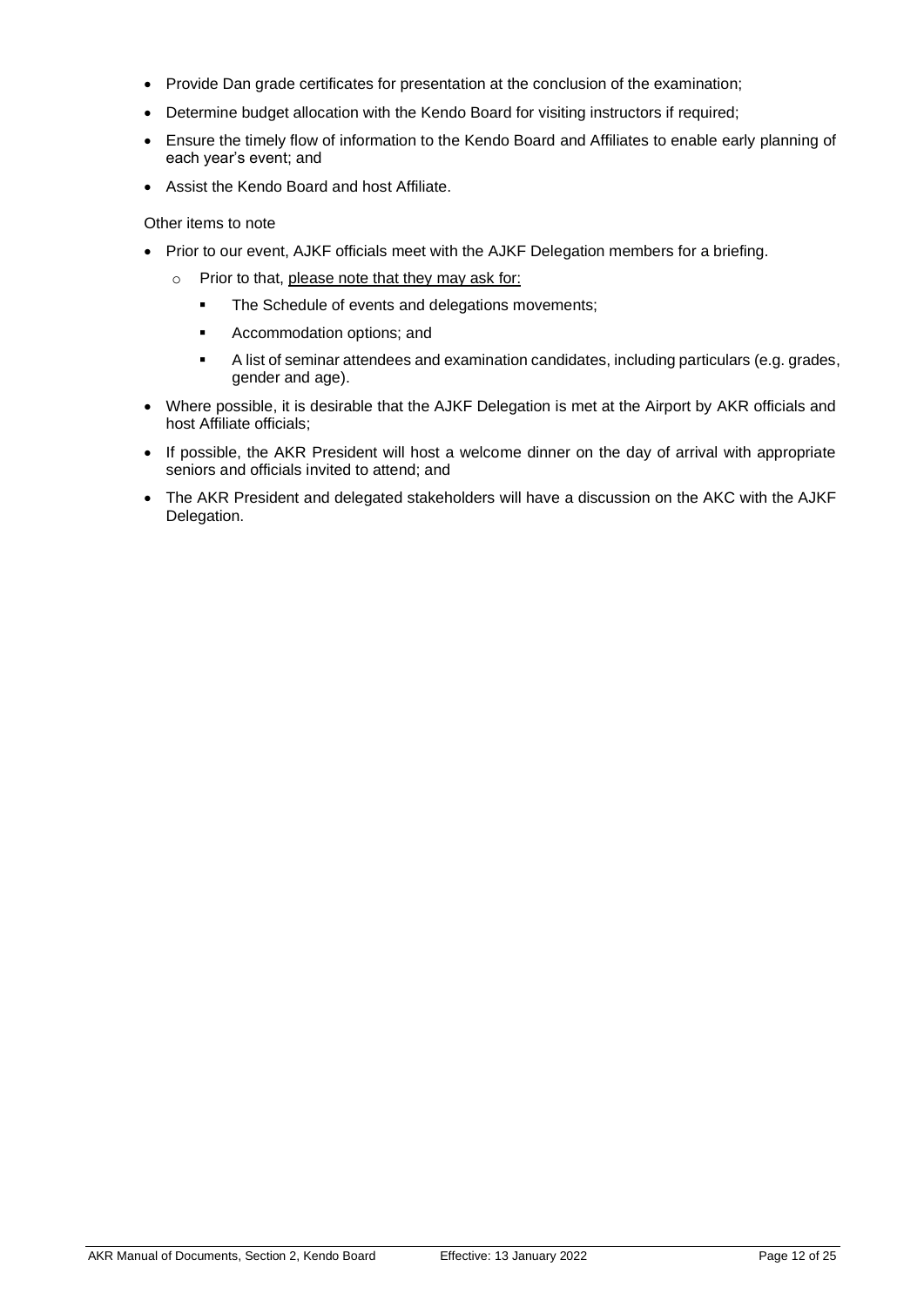- Provide Dan grade certificates for presentation at the conclusion of the examination;
- Determine budget allocation with the Kendo Board for visiting instructors if required;
- Ensure the timely flow of information to the Kendo Board and Affiliates to enable early planning of each year's event; and
- Assist the Kendo Board and host Affiliate.

Other items to note

- Prior to our event, AJKF officials meet with the AJKF Delegation members for a briefing.
  - Prior to that, <u>please note that they may ask for:</u>
    - The Schedule of events and delegations movements;
    - Accommodation options; and
    - A list of seminar attendees and examination candidates, including particulars (e.g. grades, gender and age).
- Where possible, it is desirable that the AJKF Delegation is met at the Airport by AKR officials and host Affiliate officials;
- If possible, the AKR President will host a welcome dinner on the day of arrival with appropriate seniors and officials invited to attend; and
- The AKR President and delegated stakeholders will have a discussion on the AKC with the AJKF Delegation.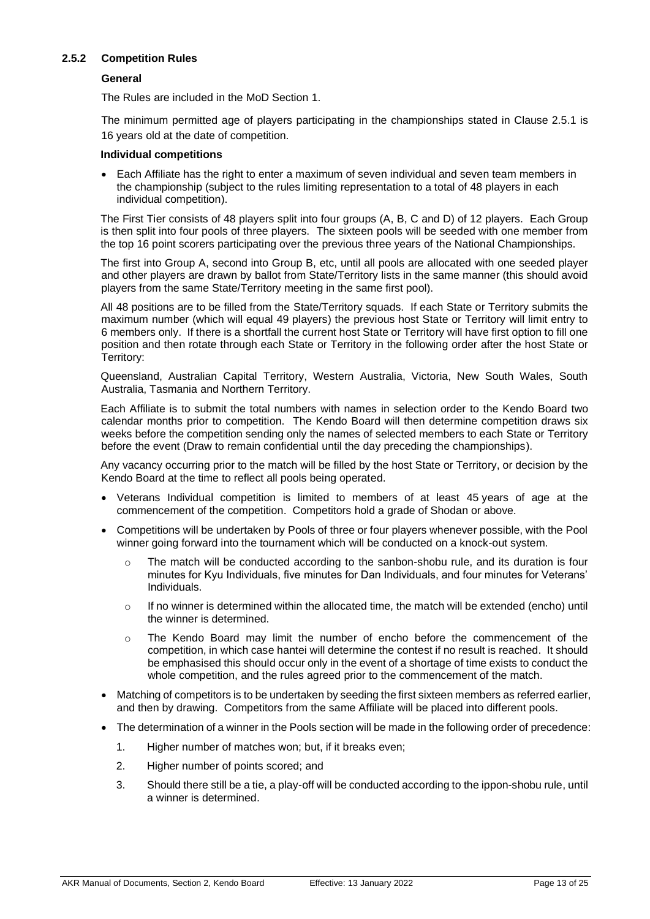### 2.5.2 Competition Rules

**General**

The Rules are included in the MoD Section 1.

The minimum permitted age of players participating in the championships stated in Clause 2.5.1 is 16 years old at the date of competition.

**Individual competitions**

- Each Affiliate has the right to enter a maximum of seven individual and seven team members in the championship (subject to the rules limiting representation to a total of 48 players in each individual competition).

The First Tier consists of 48 players split into four groups (A, B, C and D) of 12 players. Each Group is then split into four pools of three players. The sixteen pools will be seeded with one member from the top 16 point scorers participating over the previous three years of the National Championships.

The first into Group A, second into Group B, etc, until all pools are allocated with one seeded player and other players are drawn by ballot from State/Territory lists in the same manner (this should avoid players from the same State/Territory meeting in the same first pool).

All 48 positions are to be filled from the State/Territory squads. If each State or Territory submits the maximum number (which will equal 49 players) the previous host State or Territory will limit entry to 6 members only. If there is a shortfall the current host State or Territory will have first option to fill one position and then rotate through each State or Territory in the following order after the host State or Territory:

Queensland, Australian Capital Territory, Western Australia, Victoria, New South Wales, South Australia, Tasmania and Northern Territory.

Each Affiliate is to submit the total numbers with names in selection order to the Kendo Board two calendar months prior to competition. The Kendo Board will then determine competition draws six weeks before the competition sending only the names of selected members to each State or Territory before the event (Draw to remain confidential until the day preceding the championships).

Any vacancy occurring prior to the match will be filled by the host State or Territory, or decision by the Kendo Board at the time to reflect all pools being operated.

- Veterans Individual competition is limited to members of at least 45 years of age at the commencement of the competition. Competitors hold a grade of Shodan or above.
- Competitions will be undertaken by Pools of three or four players whenever possible, with the Pool winner going forward into the tournament which will be conducted on a knock-out system.
  - The match will be conducted according to the sanbon-shobu rule, and its duration is four minutes for Kyu Individuals, five minutes for Dan Individuals, and four minutes for Veterans' Individuals.
  - If no winner is determined within the allocated time, the match will be extended (encho) until the winner is determined.
  - The Kendo Board may limit the number of encho before the commencement of the competition, in which case hantei will determine the contest if no result is reached. It should be emphasised this should occur only in the event of a shortage of time exists to conduct the whole competition, and the rules agreed prior to the commencement of the match.
- Matching of competitors is to be undertaken by seeding the first sixteen members as referred earlier, and then by drawing. Competitors from the same Affiliate will be placed into different pools.
- The determination of a winner in the Pools section will be made in the following order of precedence:
  1. Higher number of matches won; but, if it breaks even;
  2. Higher number of points scored; and
  3. Should there still be a tie, a play-off will be conducted according to the ippon-shobu rule, until a winner is determined.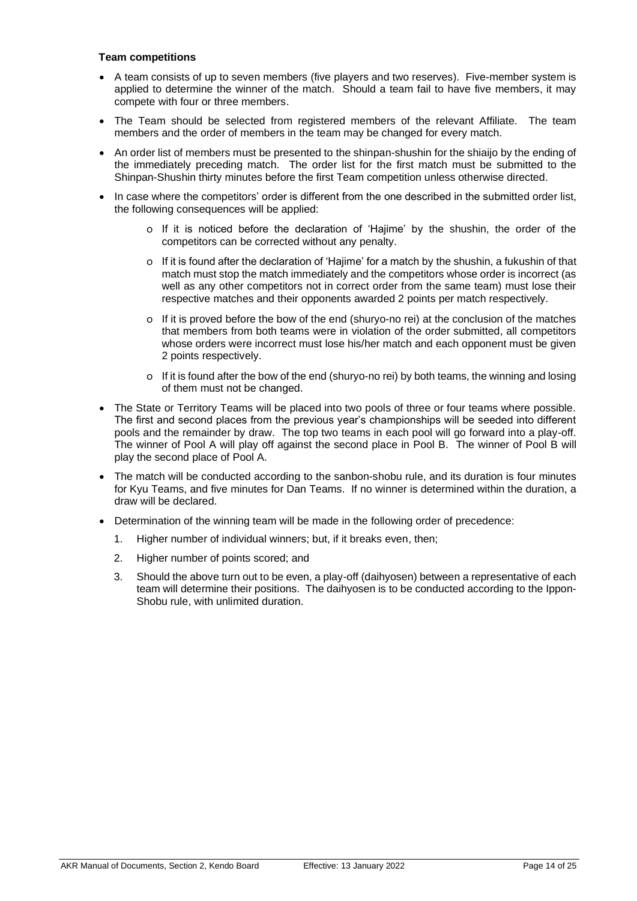**Team competitions**

- A team consists of up to seven members (five players and two reserves). Five-member system is applied to determine the winner of the match. Should a team fail to have five members, it may compete with four or three members.
- The Team should be selected from registered members of the relevant Affiliate. The team members and the order of members in the team may be changed for every match.
- An order list of members must be presented to the shinpan-shushin for the shiaijo by the ending of the immediately preceding match. The order list for the first match must be submitted to the Shinpan-Shushin thirty minutes before the first Team competition unless otherwise directed.
- In case where the competitors' order is different from the one described in the submitted order list, the following consequences will be applied:
  - If it is noticed before the declaration of 'Hajime' by the shushin, the order of the competitors can be corrected without any penalty.
  - If it is found after the declaration of 'Hajime' for a match by the shushin, a fukushin of that match must stop the match immediately and the competitors whose order is incorrect (as well as any other competitors not in correct order from the same team) must lose their respective matches and their opponents awarded 2 points per match respectively.
  - If it is proved before the bow of the end (shuryo-no rei) at the conclusion of the matches that members from both teams were in violation of the order submitted, all competitors whose orders were incorrect must lose his/her match and each opponent must be given 2 points respectively.
  - If it is found after the bow of the end (shuryo-no rei) by both teams, the winning and losing of them must not be changed.
- The State or Territory Teams will be placed into two pools of three or four teams where possible. The first and second places from the previous year's championships will be seeded into different pools and the remainder by draw. The top two teams in each pool will go forward into a play-off. The winner of Pool A will play off against the second place in Pool B. The winner of Pool B will play the second place of Pool A.
- The match will be conducted according to the sanbon-shobu rule, and its duration is four minutes for Kyu Teams, and five minutes for Dan Teams. If no winner is determined within the duration, a draw will be declared.
- Determination of the winning team will be made in the following order of precedence:
  1. Higher number of individual winners; but, if it breaks even, then;
  2. Higher number of points scored; and
  3. Should the above turn out to be even, a play-off (daihyosen) between a representative of each team will determine their positions. The daihyosen is to be conducted according to the Ippon-Shobu rule, with unlimited duration.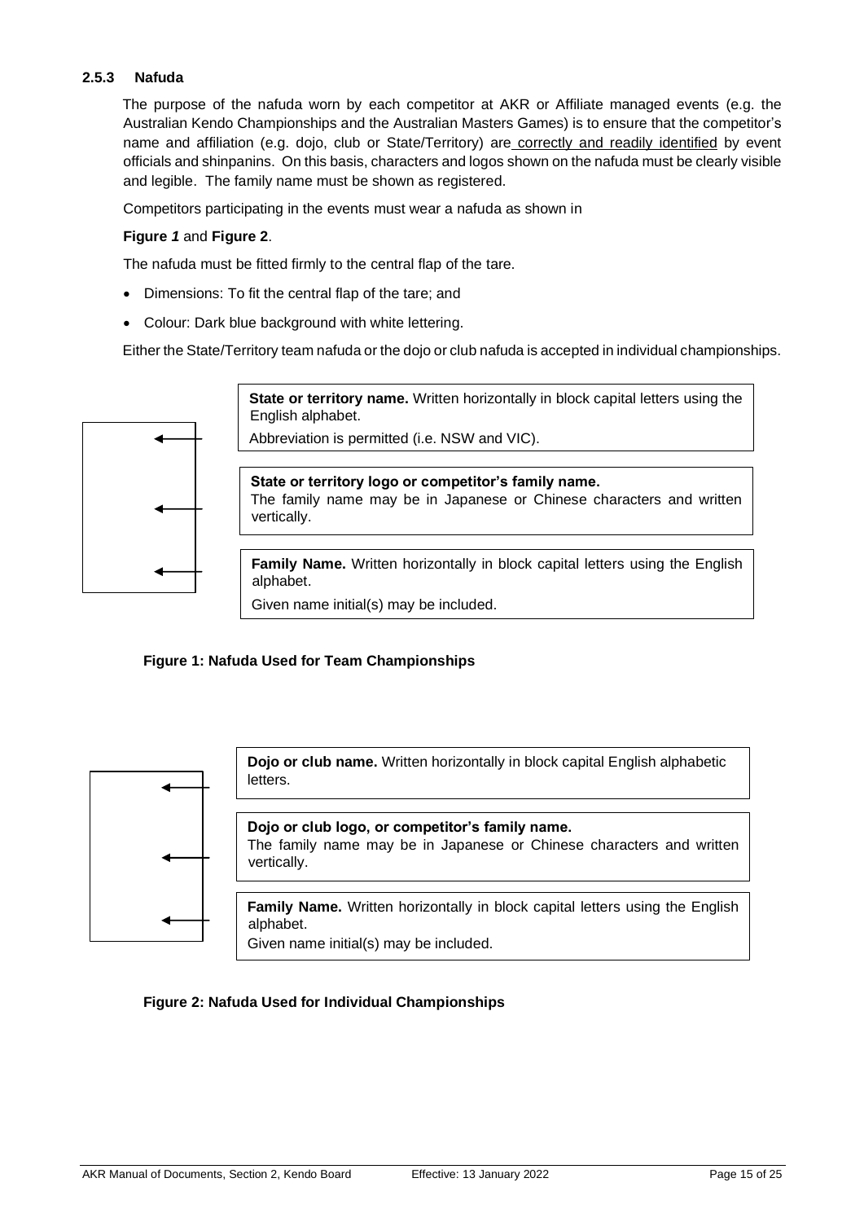### 2.5.3 Nafuda

The purpose of the nafuda worn by each competitor at AKR or Affiliate managed events (e.g. the Australian Kendo Championships and the Australian Masters Games) is to ensure that the competitor's name and affiliation (e.g. dojo, club or State/Territory) are correctly and readily identified by event officials and shinpanins. On this basis, characters and logos shown on the nafuda must be clearly visible and legible. The family name must be shown as registered.

Competitors participating in the events must wear a nafuda as shown in

**Figure *1*** and **Figure 2**.

The nafuda must be fitted firmly to the central flap of the tare.

- Dimensions: To fit the central flap of the tare; and
- Colour: Dark blue background with white lettering.

Either the State/Territory team nafuda or the dojo or club nafuda is accepted in individual championships.

**State or territory name.** Written horizontally in block capital letters using the English alphabet.
Abbreviation is permitted (i.e. NSW and VIC).

**State or territory logo or competitor's family name.**
The family name may be in Japanese or Chinese characters and written vertically.

**Family Name.** Written horizontally in block capital letters using the English alphabet.
Given name initial(s) may be included.

**Figure 1: Nafuda Used for Team Championships**

**Dojo or club name.** Written horizontally in block capital English alphabetic letters.

**Dojo or club logo, or competitor's family name.**
The family name may be in Japanese or Chinese characters and written vertically.

**Family Name.** Written horizontally in block capital letters using the English alphabet.
Given name initial(s) may be included.

**Figure 2: Nafuda Used for Individual Championships**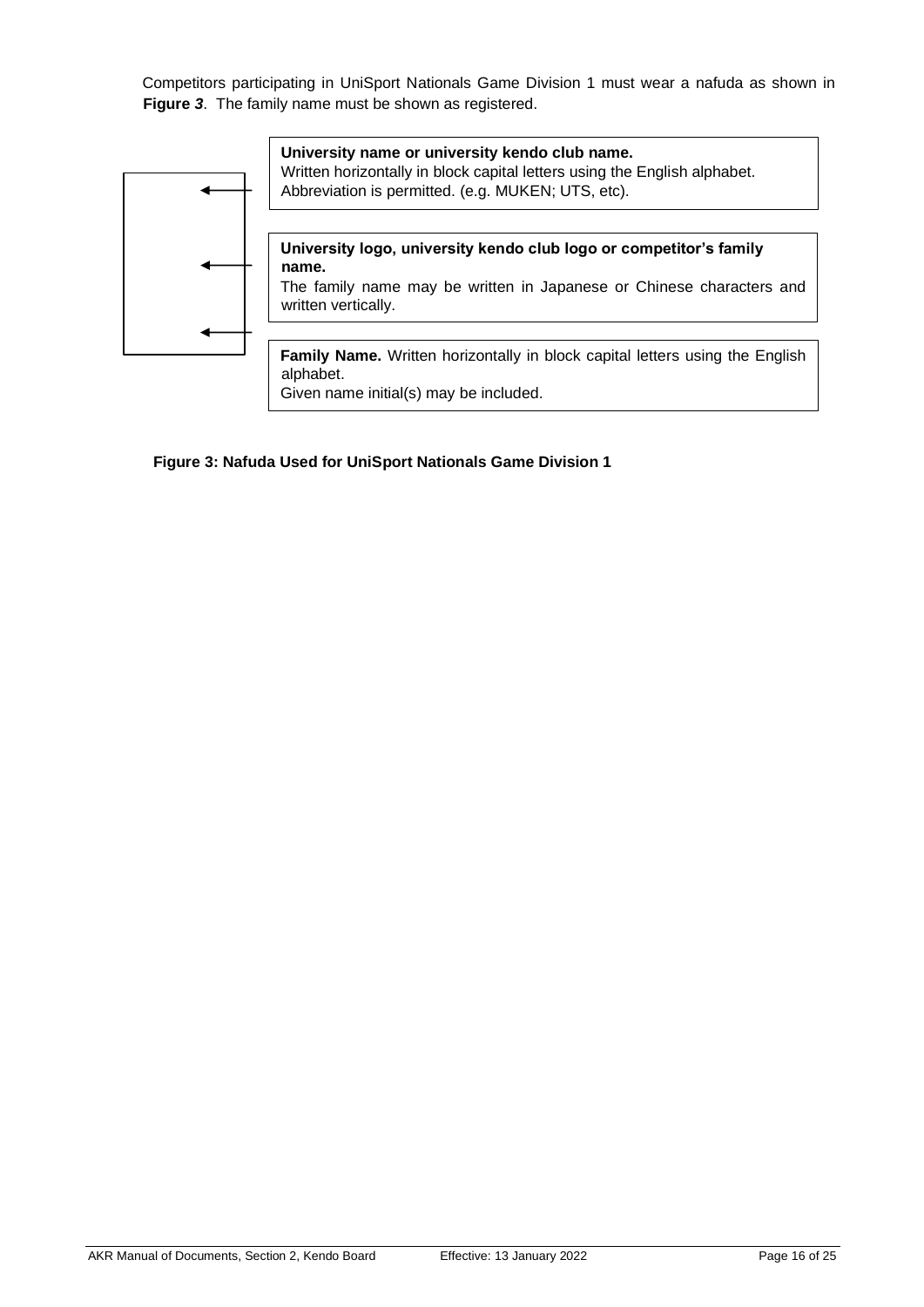Competitors participating in UniSport Nationals Game Division 1 must wear a nafuda as shown in **Figure *3***. The family name must be shown as registered.

**University name or university kendo club name.**
Written horizontally in block capital letters using the English alphabet. Abbreviation is permitted. (e.g. MUKEN; UTS, etc).

**University logo, university kendo club logo or competitor's family name.**
The family name may be written in Japanese or Chinese characters and written vertically.

**Family Name.** Written horizontally in block capital letters using the English alphabet.
Given name initial(s) may be included.

**Figure 3: Nafuda Used for UniSport Nationals Game Division 1**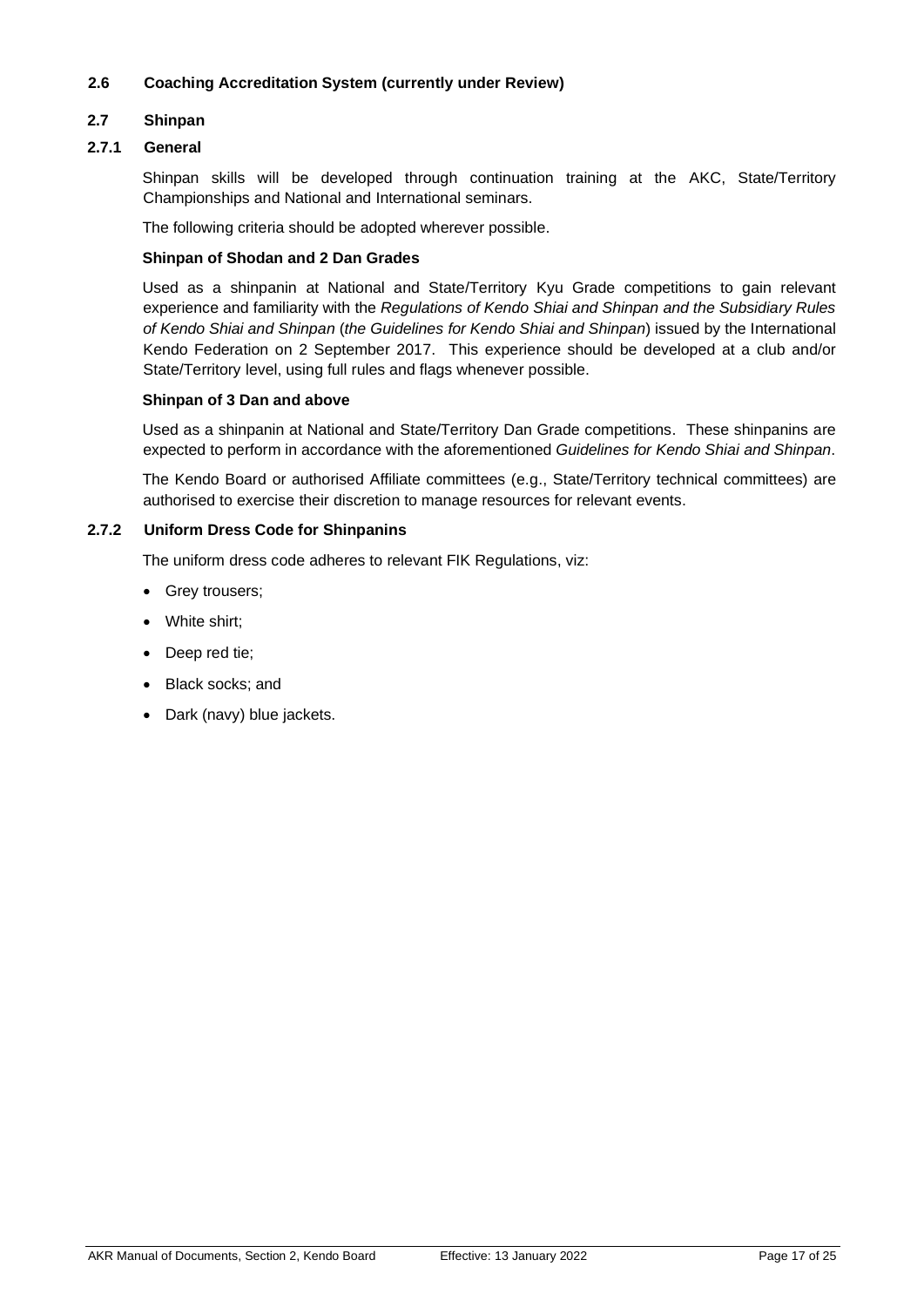## 2.6 Coaching Accreditation System (currently under Review)

## 2.7 Shinpan

### 2.7.1 General

Shinpan skills will be developed through continuation training at the AKC, State/Territory Championships and National and International seminars.

The following criteria should be adopted wherever possible.

**Shinpan of Shodan and 2 Dan Grades**

Used as a shinpanin at National and State/Territory Kyu Grade competitions to gain relevant experience and familiarity with the *Regulations of Kendo Shiai and Shinpan and the Subsidiary Rules of Kendo Shiai and Shinpan* (*the Guidelines for Kendo Shiai and Shinpan*) issued by the International Kendo Federation on 2 September 2017. This experience should be developed at a club and/or State/Territory level, using full rules and flags whenever possible.

**Shinpan of 3 Dan and above**

Used as a shinpanin at National and State/Territory Dan Grade competitions. These shinpanins are expected to perform in accordance with the aforementioned *Guidelines for Kendo Shiai and Shinpan*.

The Kendo Board or authorised Affiliate committees (e.g., State/Territory technical committees) are authorised to exercise their discretion to manage resources for relevant events.

### 2.7.2 Uniform Dress Code for Shinpanins

The uniform dress code adheres to relevant FIK Regulations, viz:

- Grey trousers;
- White shirt;
- Deep red tie;
- Black socks; and
- Dark (navy) blue jackets.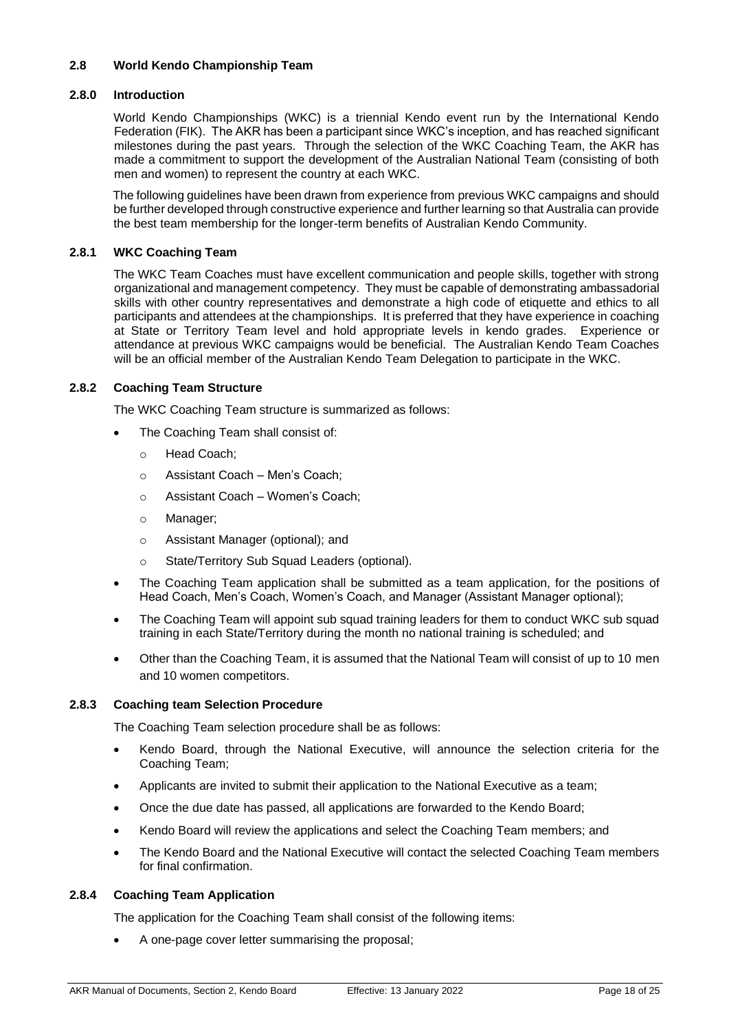## 2.8 World Kendo Championship Team

### 2.8.0 Introduction

World Kendo Championships (WKC) is a triennial Kendo event run by the International Kendo Federation (FIK). The AKR has been a participant since WKC's inception, and has reached significant milestones during the past years. Through the selection of the WKC Coaching Team, the AKR has made a commitment to support the development of the Australian National Team (consisting of both men and women) to represent the country at each WKC.

The following guidelines have been drawn from experience from previous WKC campaigns and should be further developed through constructive experience and further learning so that Australia can provide the best team membership for the longer-term benefits of Australian Kendo Community.

### 2.8.1 WKC Coaching Team

The WKC Team Coaches must have excellent communication and people skills, together with strong organizational and management competency. They must be capable of demonstrating ambassadorial skills with other country representatives and demonstrate a high code of etiquette and ethics to all participants and attendees at the championships. It is preferred that they have experience in coaching at State or Territory Team level and hold appropriate levels in kendo grades. Experience or attendance at previous WKC campaigns would be beneficial. The Australian Kendo Team Coaches will be an official member of the Australian Kendo Team Delegation to participate in the WKC.

### 2.8.2 Coaching Team Structure

The WKC Coaching Team structure is summarized as follows:

- The Coaching Team shall consist of:
  - Head Coach;
  - Assistant Coach – Men's Coach;
  - Assistant Coach – Women's Coach;
  - Manager;
  - Assistant Manager (optional); and
  - State/Territory Sub Squad Leaders (optional).
- The Coaching Team application shall be submitted as a team application, for the positions of Head Coach, Men's Coach, Women's Coach, and Manager (Assistant Manager optional);
- The Coaching Team will appoint sub squad training leaders for them to conduct WKC sub squad training in each State/Territory during the month no national training is scheduled; and
- Other than the Coaching Team, it is assumed that the National Team will consist of up to 10 men and 10 women competitors.

### 2.8.3 Coaching team Selection Procedure

The Coaching Team selection procedure shall be as follows:

- Kendo Board, through the National Executive, will announce the selection criteria for the Coaching Team;
- Applicants are invited to submit their application to the National Executive as a team;
- Once the due date has passed, all applications are forwarded to the Kendo Board;
- Kendo Board will review the applications and select the Coaching Team members; and
- The Kendo Board and the National Executive will contact the selected Coaching Team members for final confirmation.

### 2.8.4 Coaching Team Application

The application for the Coaching Team shall consist of the following items:

- A one-page cover letter summarising the proposal;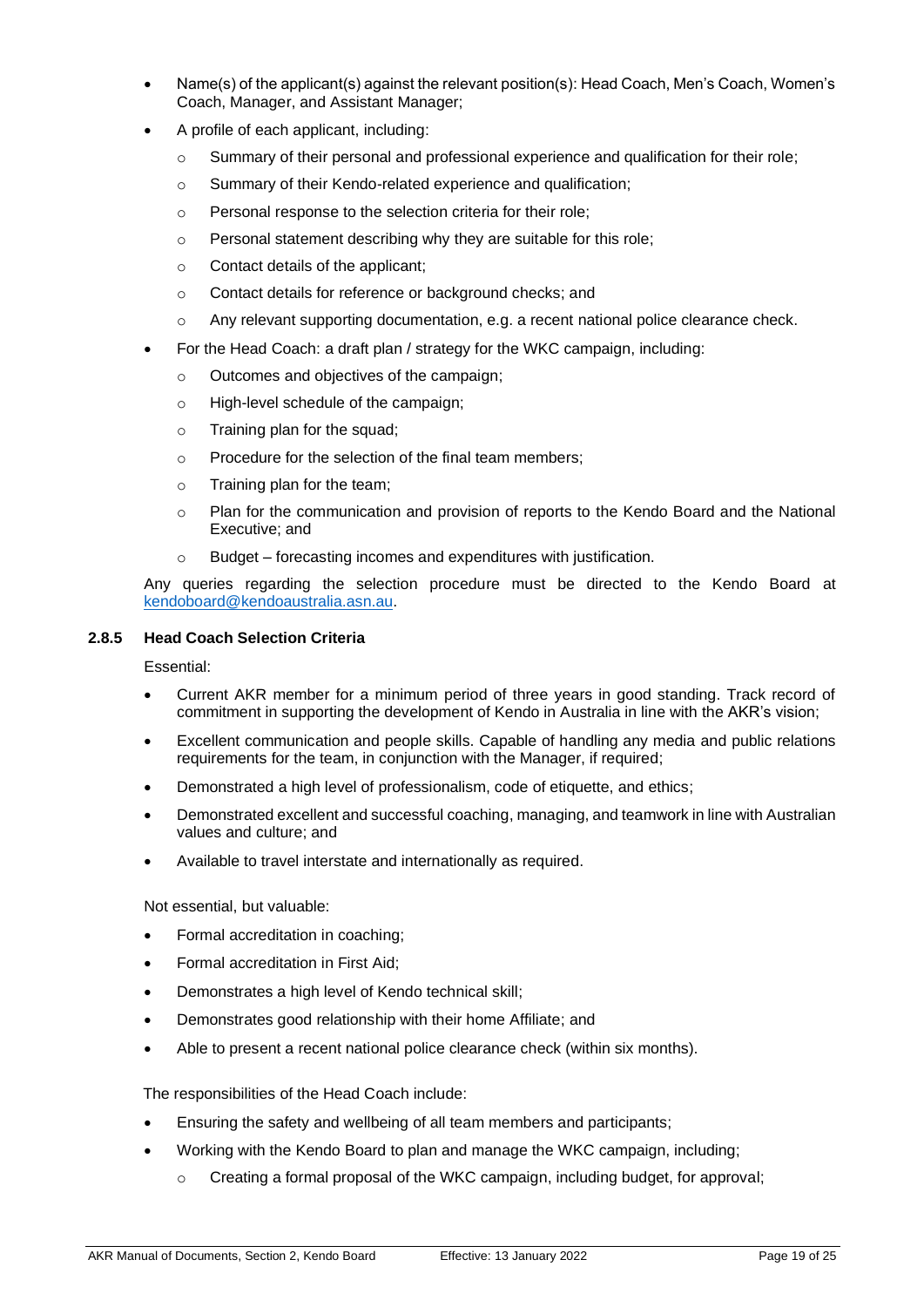- Name(s) of the applicant(s) against the relevant position(s): Head Coach, Men's Coach, Women's Coach, Manager, and Assistant Manager;
- A profile of each applicant, including:
  - Summary of their personal and professional experience and qualification for their role;
  - Summary of their Kendo-related experience and qualification;
  - Personal response to the selection criteria for their role;
  - Personal statement describing why they are suitable for this role;
  - Contact details of the applicant;
  - Contact details for reference or background checks; and
  - Any relevant supporting documentation, e.g. a recent national police clearance check.
- For the Head Coach: a draft plan / strategy for the WKC campaign, including:
  - Outcomes and objectives of the campaign;
  - High-level schedule of the campaign;
  - Training plan for the squad;
  - Procedure for the selection of the final team members;
  - Training plan for the team;
  - Plan for the communication and provision of reports to the Kendo Board and the National Executive; and
  - Budget – forecasting incomes and expenditures with justification.

Any queries regarding the selection procedure must be directed to the Kendo Board at kendoboard@kendoaustralia.asn.au.

### 2.8.5 Head Coach Selection Criteria

Essential:

- Current AKR member for a minimum period of three years in good standing. Track record of commitment in supporting the development of Kendo in Australia in line with the AKR's vision;
- Excellent communication and people skills. Capable of handling any media and public relations requirements for the team, in conjunction with the Manager, if required;
- Demonstrated a high level of professionalism, code of etiquette, and ethics;
- Demonstrated excellent and successful coaching, managing, and teamwork in line with Australian values and culture; and
- Available to travel interstate and internationally as required.

Not essential, but valuable:

- Formal accreditation in coaching;
- Formal accreditation in First Aid;
- Demonstrates a high level of Kendo technical skill;
- Demonstrates good relationship with their home Affiliate; and
- Able to present a recent national police clearance check (within six months).

The responsibilities of the Head Coach include:

- Ensuring the safety and wellbeing of all team members and participants;
- Working with the Kendo Board to plan and manage the WKC campaign, including;
  - Creating a formal proposal of the WKC campaign, including budget, for approval;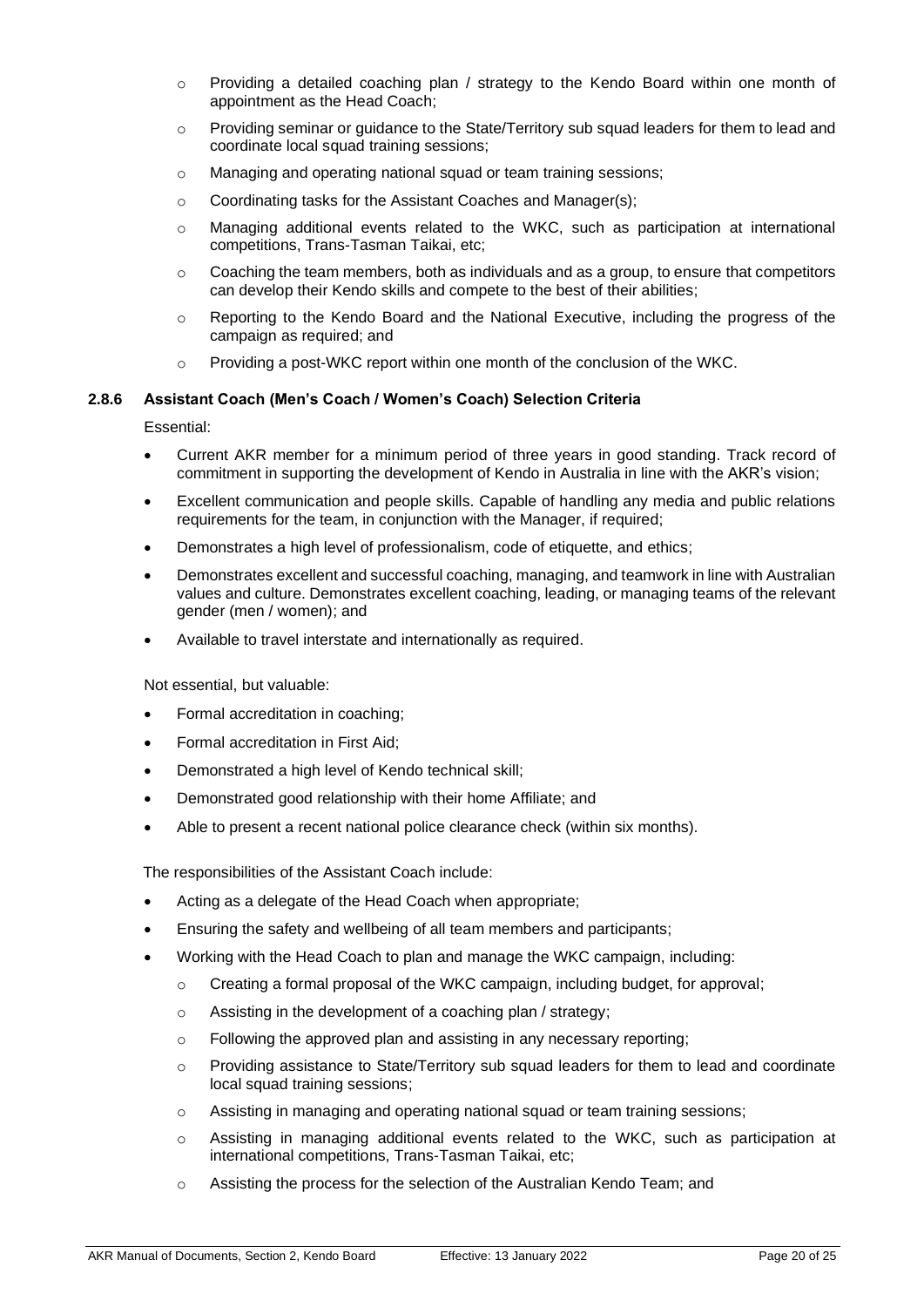- Providing a detailed coaching plan / strategy to the Kendo Board within one month of appointment as the Head Coach;
  - Providing seminar or guidance to the State/Territory sub squad leaders for them to lead and coordinate local squad training sessions;
  - Managing and operating national squad or team training sessions;
  - Coordinating tasks for the Assistant Coaches and Manager(s);
  - Managing additional events related to the WKC, such as participation at international competitions, Trans-Tasman Taikai, etc;
  - Coaching the team members, both as individuals and as a group, to ensure that competitors can develop their Kendo skills and compete to the best of their abilities;
  - Reporting to the Kendo Board and the National Executive, including the progress of the campaign as required; and
  - Providing a post-WKC report within one month of the conclusion of the WKC.

#### 2.8.6 Assistant Coach (Men's Coach / Women's Coach) Selection Criteria

Essential:

- Current AKR member for a minimum period of three years in good standing. Track record of commitment in supporting the development of Kendo in Australia in line with the AKR's vision;
- Excellent communication and people skills. Capable of handling any media and public relations requirements for the team, in conjunction with the Manager, if required;
- Demonstrates a high level of professionalism, code of etiquette, and ethics;
- Demonstrates excellent and successful coaching, managing, and teamwork in line with Australian values and culture. Demonstrates excellent coaching, leading, or managing teams of the relevant gender (men / women); and
- Available to travel interstate and internationally as required.

Not essential, but valuable:

- Formal accreditation in coaching;
- Formal accreditation in First Aid;
- Demonstrated a high level of Kendo technical skill;
- Demonstrated good relationship with their home Affiliate; and
- Able to present a recent national police clearance check (within six months).

The responsibilities of the Assistant Coach include:

- Acting as a delegate of the Head Coach when appropriate;
- Ensuring the safety and wellbeing of all team members and participants;
- Working with the Head Coach to plan and manage the WKC campaign, including:
  - Creating a formal proposal of the WKC campaign, including budget, for approval;
  - Assisting in the development of a coaching plan / strategy;
  - Following the approved plan and assisting in any necessary reporting;
  - Providing assistance to State/Territory sub squad leaders for them to lead and coordinate local squad training sessions;
  - Assisting in managing and operating national squad or team training sessions;
  - Assisting in managing additional events related to the WKC, such as participation at international competitions, Trans-Tasman Taikai, etc;
  - Assisting the process for the selection of the Australian Kendo Team; and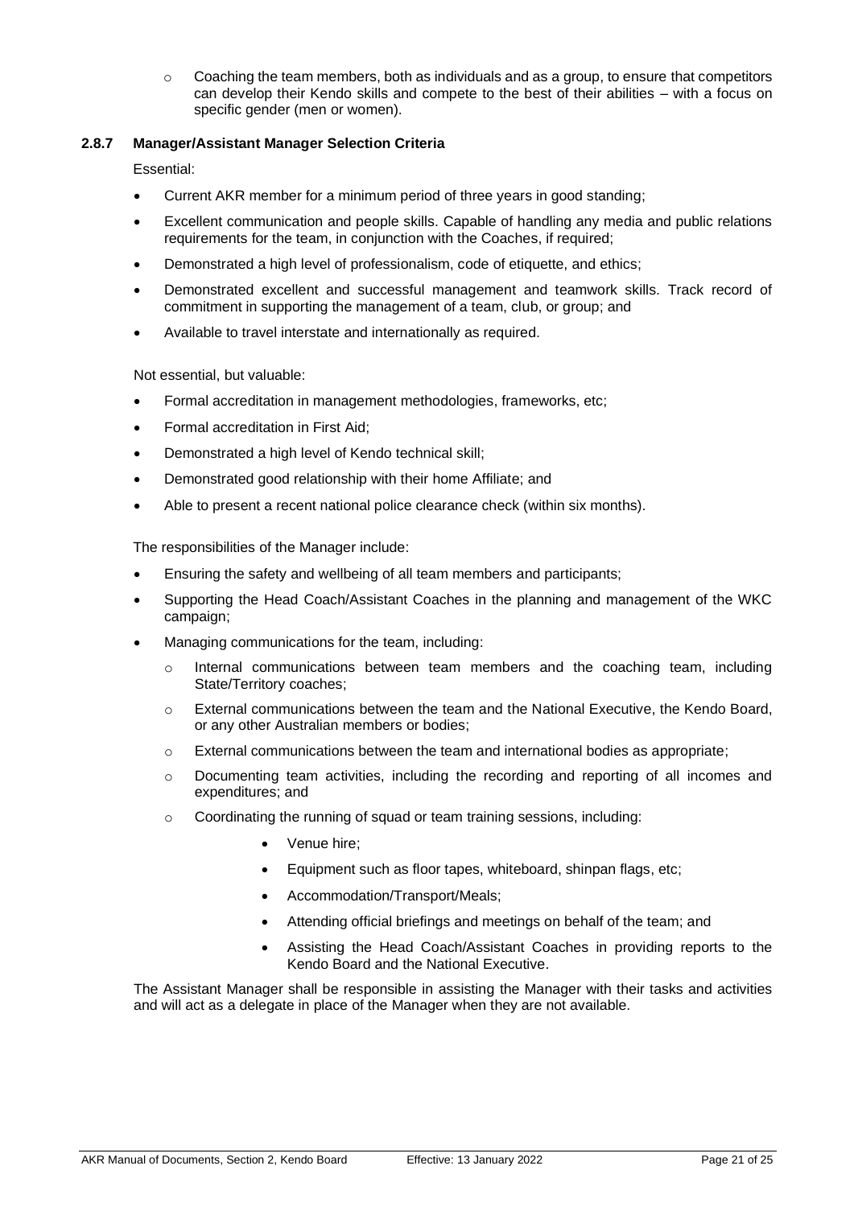- Coaching the team members, both as individuals and as a group, to ensure that competitors can develop their Kendo skills and compete to the best of their abilities – with a focus on specific gender (men or women).

### 2.8.7 Manager/Assistant Manager Selection Criteria

Essential:

- Current AKR member for a minimum period of three years in good standing;
- Excellent communication and people skills. Capable of handling any media and public relations requirements for the team, in conjunction with the Coaches, if required;
- Demonstrated a high level of professionalism, code of etiquette, and ethics;
- Demonstrated excellent and successful management and teamwork skills. Track record of commitment in supporting the management of a team, club, or group; and
- Available to travel interstate and internationally as required.

Not essential, but valuable:

- Formal accreditation in management methodologies, frameworks, etc;
- Formal accreditation in First Aid;
- Demonstrated a high level of Kendo technical skill;
- Demonstrated good relationship with their home Affiliate; and
- Able to present a recent national police clearance check (within six months).

The responsibilities of the Manager include:

- Ensuring the safety and wellbeing of all team members and participants;
- Supporting the Head Coach/Assistant Coaches in the planning and management of the WKC campaign;
- Managing communications for the team, including:
    - Internal communications between team members and the coaching team, including State/Territory coaches;
    - External communications between the team and the National Executive, the Kendo Board, or any other Australian members or bodies;
    - External communications between the team and international bodies as appropriate;
    - Documenting team activities, including the recording and reporting of all incomes and expenditures; and
    - Coordinating the running of squad or team training sessions, including:
        - Venue hire;
        - Equipment such as floor tapes, whiteboard, shinpan flags, etc;
        - Accommodation/Transport/Meals;
        - Attending official briefings and meetings on behalf of the team; and
        - Assisting the Head Coach/Assistant Coaches in providing reports to the Kendo Board and the National Executive.

The Assistant Manager shall be responsible in assisting the Manager with their tasks and activities and will act as a delegate in place of the Manager when they are not available.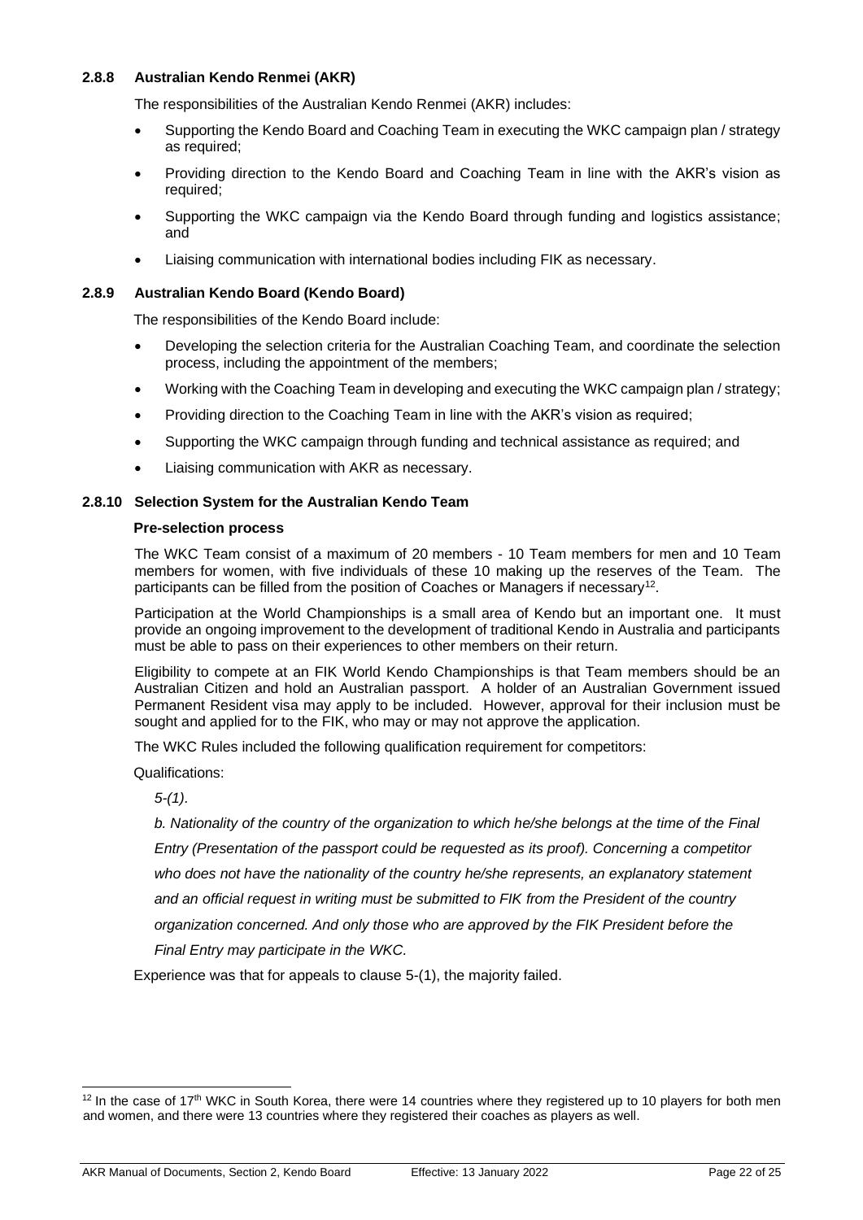### 2.8.8 Australian Kendo Renmei (AKR)

The responsibilities of the Australian Kendo Renmei (AKR) includes:

- Supporting the Kendo Board and Coaching Team in executing the WKC campaign plan / strategy as required;
- Providing direction to the Kendo Board and Coaching Team in line with the AKR's vision as required;
- Supporting the WKC campaign via the Kendo Board through funding and logistics assistance; and
- Liaising communication with international bodies including FIK as necessary.

### 2.8.9 Australian Kendo Board (Kendo Board)

The responsibilities of the Kendo Board include:

- Developing the selection criteria for the Australian Coaching Team, and coordinate the selection process, including the appointment of the members;
- Working with the Coaching Team in developing and executing the WKC campaign plan / strategy;
- Providing direction to the Coaching Team in line with the AKR's vision as required;
- Supporting the WKC campaign through funding and technical assistance as required; and
- Liaising communication with AKR as necessary.

### 2.8.10 Selection System for the Australian Kendo Team

**Pre-selection process**

The WKC Team consist of a maximum of 20 members - 10 Team members for men and 10 Team members for women, with five individuals of these 10 making up the reserves of the Team. The participants can be filled from the position of Coaches or Managers if necessary[12].

Participation at the World Championships is a small area of Kendo but an important one. It must provide an ongoing improvement to the development of traditional Kendo in Australia and participants must be able to pass on their experiences to other members on their return.

Eligibility to compete at an FIK World Kendo Championships is that Team members should be an Australian Citizen and hold an Australian passport. A holder of an Australian Government issued Permanent Resident visa may apply to be included. However, approval for their inclusion must be sought and applied for to the FIK, who may or may not approve the application.

The WKC Rules included the following qualification requirement for competitors:

Qualifications:

*5-(1).*

*b. Nationality of the country of the organization to which he/she belongs at the time of the Final Entry (Presentation of the passport could be requested as its proof). Concerning a competitor who does not have the nationality of the country he/she represents, an explanatory statement and an official request in writing must be submitted to FIK from the President of the country organization concerned. And only those who are approved by the FIK President before the Final Entry may participate in the WKC.*

Experience was that for appeals to clause 5-(1), the majority failed.

---

[12] In the case of 17th WKC in South Korea, there were 14 countries where they registered up to 10 players for both men and women, and there were 13 countries where they registered their coaches as players as well.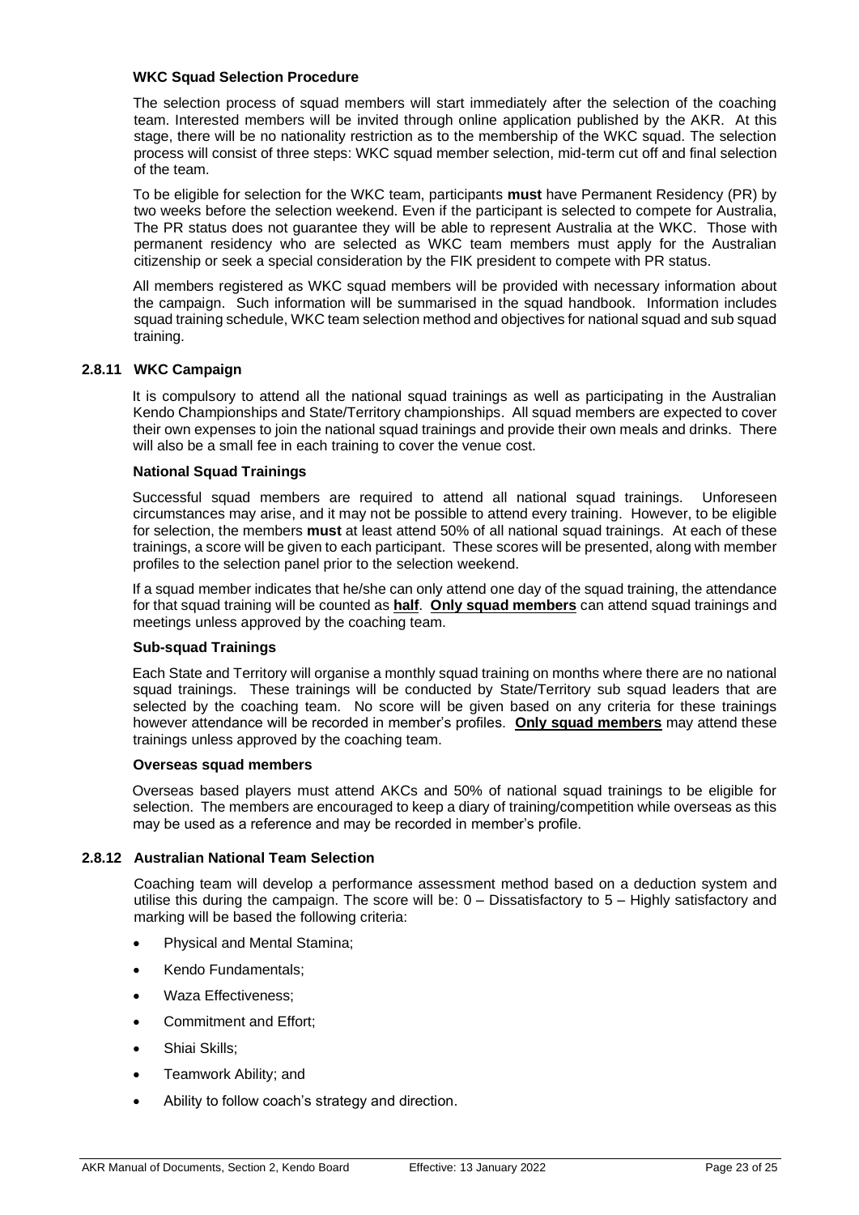**WKC Squad Selection Procedure**

The selection process of squad members will start immediately after the selection of the coaching team. Interested members will be invited through online application published by the AKR. At this stage, there will be no nationality restriction as to the membership of the WKC squad. The selection process will consist of three steps: WKC squad member selection, mid-term cut off and final selection of the team.

To be eligible for selection for the WKC team, participants **must** have Permanent Residency (PR) by two weeks before the selection weekend. Even if the participant is selected to compete for Australia, The PR status does not guarantee they will be able to represent Australia at the WKC. Those with permanent residency who are selected as WKC team members must apply for the Australian citizenship or seek a special consideration by the FIK president to compete with PR status.

All members registered as WKC squad members will be provided with necessary information about the campaign. Such information will be summarised in the squad handbook. Information includes squad training schedule, WKC team selection method and objectives for national squad and sub squad training.

### 2.8.11 WKC Campaign

It is compulsory to attend all the national squad trainings as well as participating in the Australian Kendo Championships and State/Territory championships. All squad members are expected to cover their own expenses to join the national squad trainings and provide their own meals and drinks. There will also be a small fee in each training to cover the venue cost.

**National Squad Trainings**

Successful squad members are required to attend all national squad trainings. Unforeseen circumstances may arise, and it may not be possible to attend every training. However, to be eligible for selection, the members **must** at least attend 50% of all national squad trainings. At each of these trainings, a score will be given to each participant. These scores will be presented, along with member profiles to the selection panel prior to the selection weekend.

If a squad member indicates that he/she can only attend one day of the squad training, the attendance for that squad training will be counted as **half**. **Only squad members** can attend squad trainings and meetings unless approved by the coaching team.

**Sub-squad Trainings**

Each State and Territory will organise a monthly squad training on months where there are no national squad trainings. These trainings will be conducted by State/Territory sub squad leaders that are selected by the coaching team. No score will be given based on any criteria for these trainings however attendance will be recorded in member's profiles. **Only squad members** may attend these trainings unless approved by the coaching team.

**Overseas squad members**

Overseas based players must attend AKCs and 50% of national squad trainings to be eligible for selection. The members are encouraged to keep a diary of training/competition while overseas as this may be used as a reference and may be recorded in member's profile.

### 2.8.12 Australian National Team Selection

Coaching team will develop a performance assessment method based on a deduction system and utilise this during the campaign. The score will be: 0 – Dissatisfactory to 5 – Highly satisfactory and marking will be based the following criteria:

- Physical and Mental Stamina;
- Kendo Fundamentals;
- Waza Effectiveness;
- Commitment and Effort;
- Shiai Skills;
- Teamwork Ability; and
- Ability to follow coach's strategy and direction.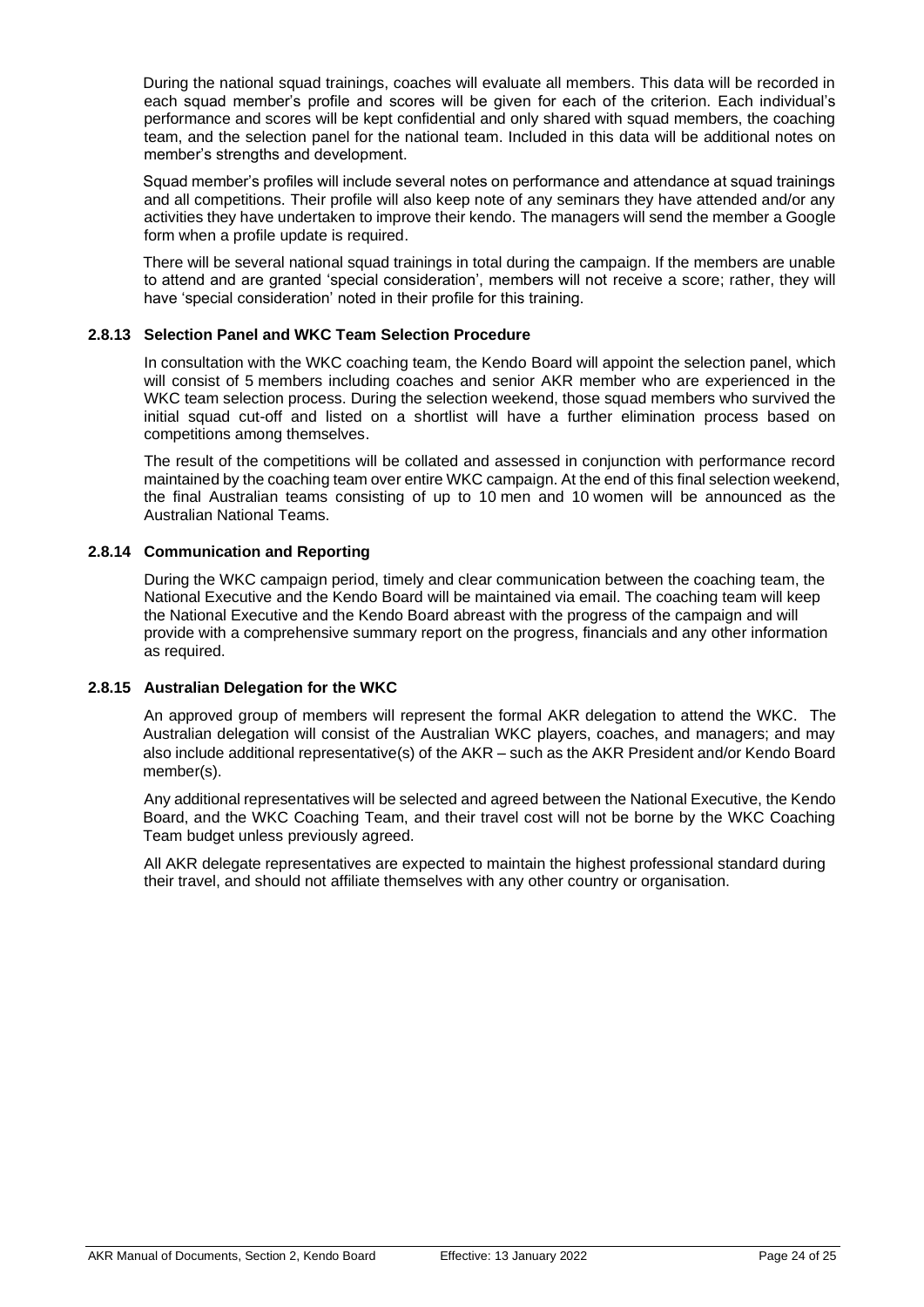During the national squad trainings, coaches will evaluate all members. This data will be recorded in each squad member's profile and scores will be given for each of the criterion. Each individual's performance and scores will be kept confidential and only shared with squad members, the coaching team, and the selection panel for the national team. Included in this data will be additional notes on member's strengths and development.

Squad member's profiles will include several notes on performance and attendance at squad trainings and all competitions. Their profile will also keep note of any seminars they have attended and/or any activities they have undertaken to improve their kendo. The managers will send the member a Google form when a profile update is required.

There will be several national squad trainings in total during the campaign. If the members are unable to attend and are granted 'special consideration', members will not receive a score; rather, they will have 'special consideration' noted in their profile for this training.

### 2.8.13 Selection Panel and WKC Team Selection Procedure

In consultation with the WKC coaching team, the Kendo Board will appoint the selection panel, which will consist of 5 members including coaches and senior AKR member who are experienced in the WKC team selection process. During the selection weekend, those squad members who survived the initial squad cut-off and listed on a shortlist will have a further elimination process based on competitions among themselves.

The result of the competitions will be collated and assessed in conjunction with performance record maintained by the coaching team over entire WKC campaign. At the end of this final selection weekend, the final Australian teams consisting of up to 10 men and 10 women will be announced as the Australian National Teams.

### 2.8.14 Communication and Reporting

During the WKC campaign period, timely and clear communication between the coaching team, the National Executive and the Kendo Board will be maintained via email. The coaching team will keep the National Executive and the Kendo Board abreast with the progress of the campaign and will provide with a comprehensive summary report on the progress, financials and any other information as required.

### 2.8.15 Australian Delegation for the WKC

An approved group of members will represent the formal AKR delegation to attend the WKC. The Australian delegation will consist of the Australian WKC players, coaches, and managers; and may also include additional representative(s) of the AKR – such as the AKR President and/or Kendo Board member(s).

Any additional representatives will be selected and agreed between the National Executive, the Kendo Board, and the WKC Coaching Team, and their travel cost will not be borne by the WKC Coaching Team budget unless previously agreed.

All AKR delegate representatives are expected to maintain the highest professional standard during their travel, and should not affiliate themselves with any other country or organisation.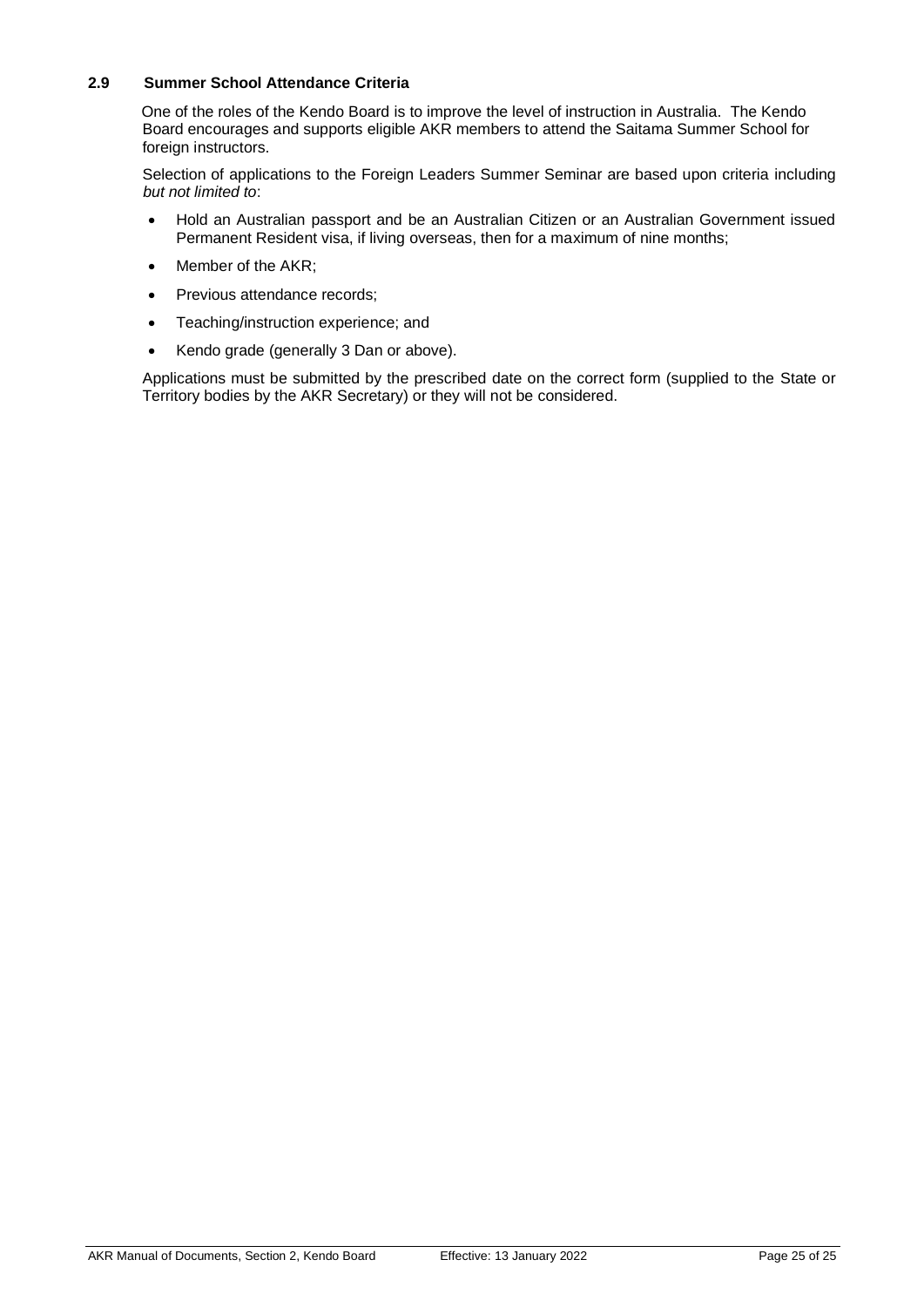### 2.9 Summer School Attendance Criteria

One of the roles of the Kendo Board is to improve the level of instruction in Australia. The Kendo Board encourages and supports eligible AKR members to attend the Saitama Summer School for foreign instructors.

Selection of applications to the Foreign Leaders Summer Seminar are based upon criteria including *but not limited to*:

- Hold an Australian passport and be an Australian Citizen or an Australian Government issued Permanent Resident visa, if living overseas, then for a maximum of nine months;
- Member of the AKR;
- Previous attendance records;
- Teaching/instruction experience; and
- Kendo grade (generally 3 Dan or above).

Applications must be submitted by the prescribed date on the correct form (supplied to the State or Territory bodies by the AKR Secretary) or they will not be considered.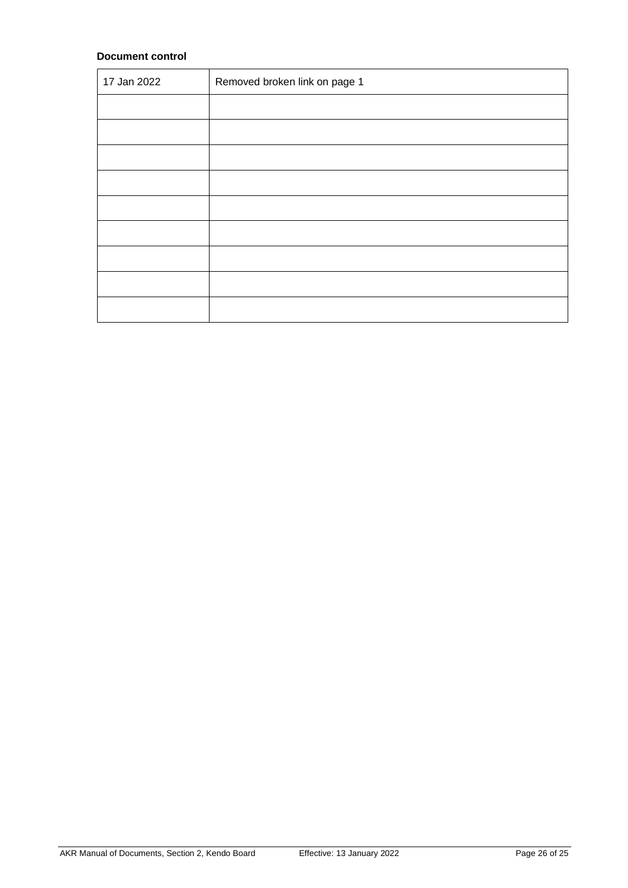**Document control**

| | |
|---|---|
| 17 Jan 2022 | Removed broken link on page 1 |
| | |
| | |
| | |
| | |
| | |
| | |
| | |
| | |
| | |